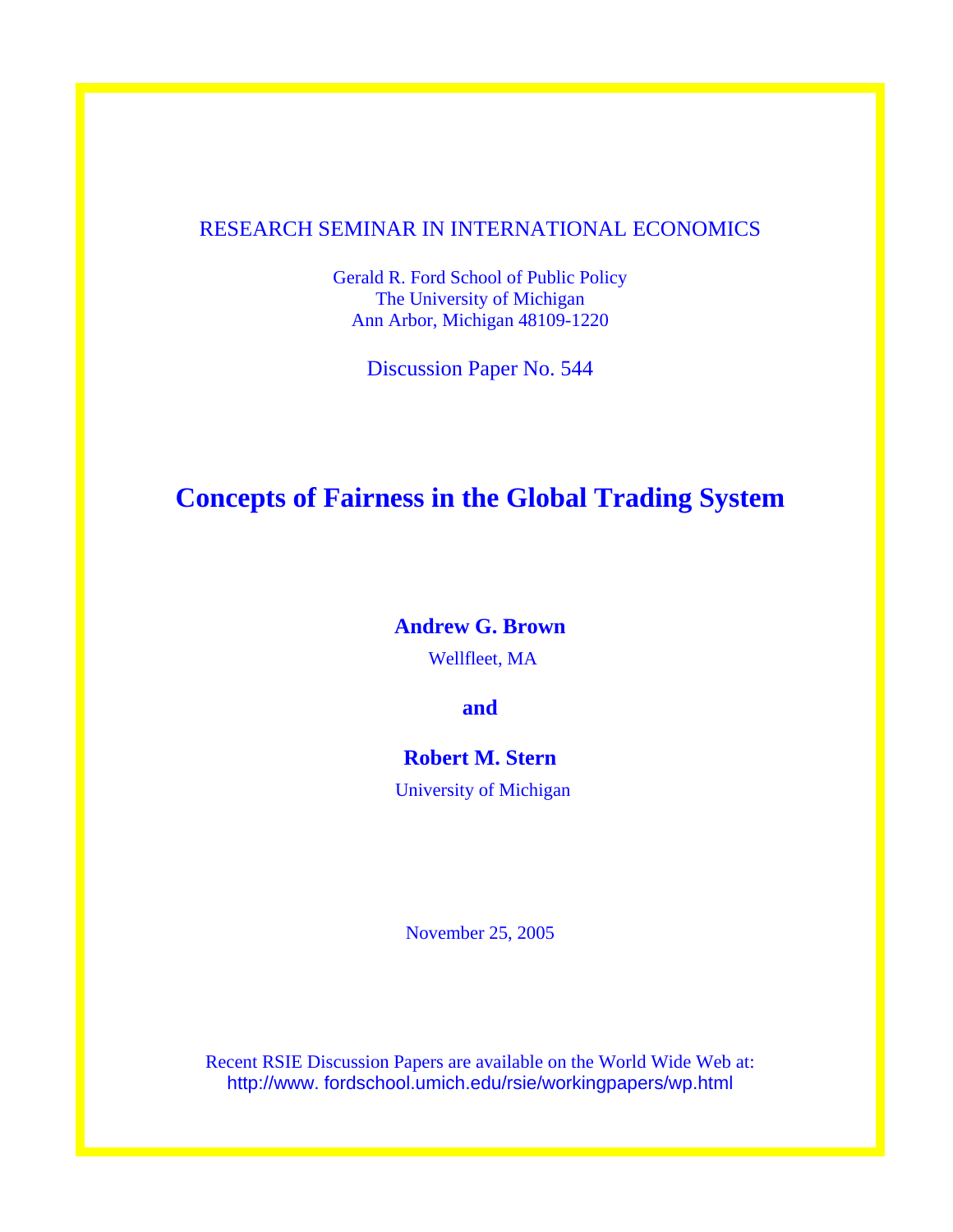RESEARCH SEMINAR IN INTERNATIONAL ECONOMICS

Gerald R. Ford School of Public Policy
The University of Michigan
Ann Arbor, Michigan 48109-1220

Discussion Paper No. 544

# Concepts of Fairness in the Global Trading System

**Andrew G. Brown**
Wellfleet, MA

**and**

**Robert M. Stern**
University of Michigan

November 25, 2005

Recent RSIE Discussion Papers are available on the World Wide Web at:
http://www. fordschool.umich.edu/rsie/workingpapers/wp.html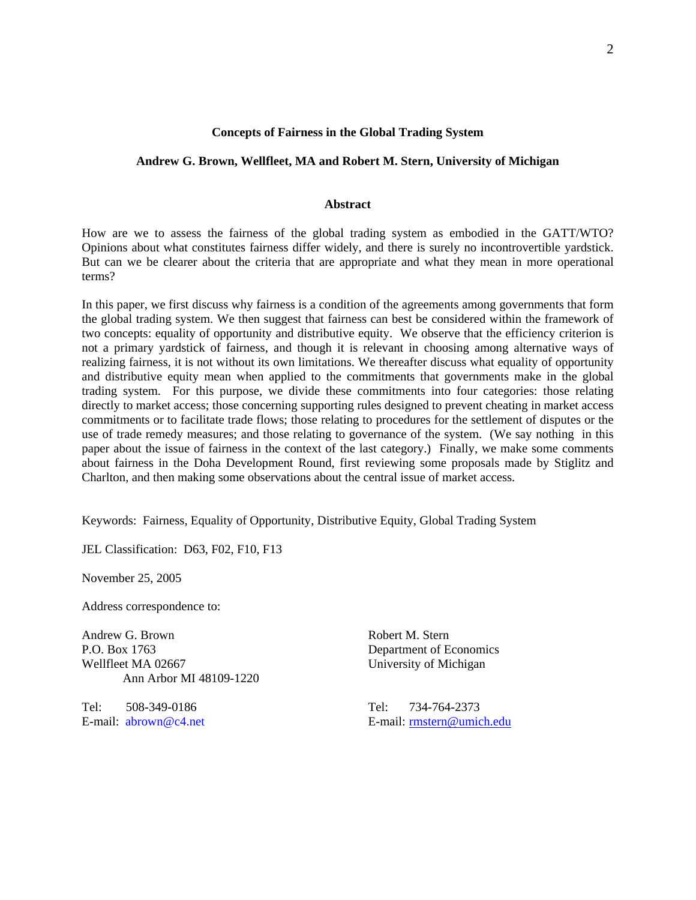# Concepts of Fairness in the Global Trading System

**Andrew G. Brown, Wellfleet, MA and Robert M. Stern, University of Michigan**

## Abstract

How are we to assess the fairness of the global trading system as embodied in the GATT/WTO? Opinions about what constitutes fairness differ widely, and there is surely no incontrovertible yardstick. But can we be clearer about the criteria that are appropriate and what they mean in more operational terms?

In this paper, we first discuss why fairness is a condition of the agreements among governments that form the global trading system. We then suggest that fairness can best be considered within the framework of two concepts: equality of opportunity and distributive equity. We observe that the efficiency criterion is not a primary yardstick of fairness, and though it is relevant in choosing among alternative ways of realizing fairness, it is not without its own limitations. We thereafter discuss what equality of opportunity and distributive equity mean when applied to the commitments that governments make in the global trading system. For this purpose, we divide these commitments into four categories: those relating directly to market access; those concerning supporting rules designed to prevent cheating in market access commitments or to facilitate trade flows; those relating to procedures for the settlement of disputes or the use of trade remedy measures; and those relating to governance of the system. (We say nothing in this paper about the issue of fairness in the context of the last category.) Finally, we make some comments about fairness in the Doha Development Round, first reviewing some proposals made by Stiglitz and Charlton, and then making some observations about the central issue of market access.

Keywords: Fairness, Equality of Opportunity, Distributive Equity, Global Trading System

JEL Classification: D63, F02, F10, F13

November 25, 2005

Address correspondence to:

Andrew G. Brown
P.O. Box 1763
Wellfleet MA 02667

Tel: 508-349-0186
E-mail: abrown@c4.net

Robert M. Stern
Department of Economics
University of Michigan
Ann Arbor MI 48109-1220

Tel: 734-764-2373
E-mail: rmstern@umich.edu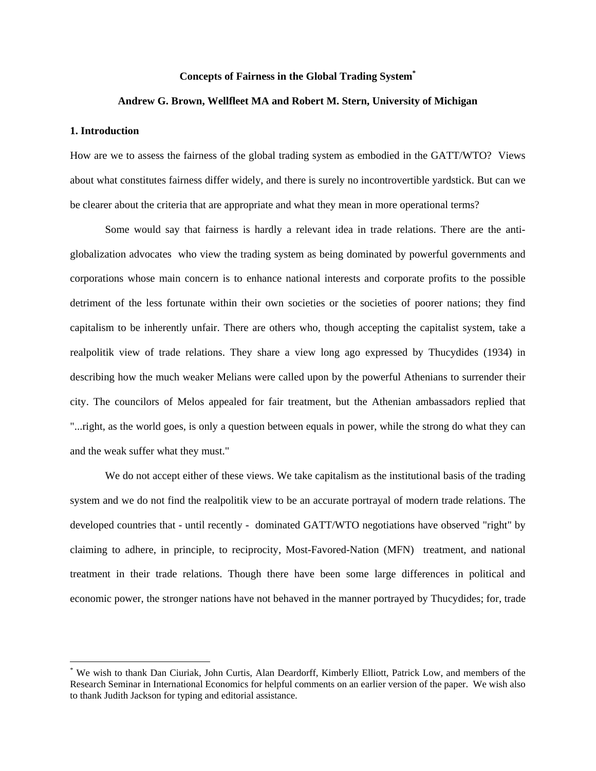# Concepts of Fairness in the Global Trading System[*]

**Andrew G. Brown, Wellfleet MA and Robert M. Stern, University of Michigan**

## 1. Introduction

How are we to assess the fairness of the global trading system as embodied in the GATT/WTO? Views about what constitutes fairness differ widely, and there is surely no incontrovertible yardstick. But can we be clearer about the criteria that are appropriate and what they mean in more operational terms?

Some would say that fairness is hardly a relevant idea in trade relations. There are the anti-globalization advocates who view the trading system as being dominated by powerful governments and corporations whose main concern is to enhance national interests and corporate profits to the possible detriment of the less fortunate within their own societies or the societies of poorer nations; they find capitalism to be inherently unfair. There are others who, though accepting the capitalist system, take a realpolitik view of trade relations. They share a view long ago expressed by Thucydides (1934) in describing how the much weaker Melians were called upon by the powerful Athenians to surrender their city. The councilors of Melos appealed for fair treatment, but the Athenian ambassadors replied that "...right, as the world goes, is only a question between equals in power, while the strong do what they can and the weak suffer what they must."

We do not accept either of these views. We take capitalism as the institutional basis of the trading system and we do not find the realpolitik view to be an accurate portrayal of modern trade relations. The developed countries that - until recently - dominated GATT/WTO negotiations have observed "right" by claiming to adhere, in principle, to reciprocity, Most-Favored-Nation (MFN) treatment, and national treatment in their trade relations. Though there have been some large differences in political and economic power, the stronger nations have not behaved in the manner portrayed by Thucydides; for, trade

---

[*] We wish to thank Dan Ciuriak, John Curtis, Alan Deardorff, Kimberly Elliott, Patrick Low, and members of the Research Seminar in International Economics for helpful comments on an earlier version of the paper. We wish also to thank Judith Jackson for typing and editorial assistance.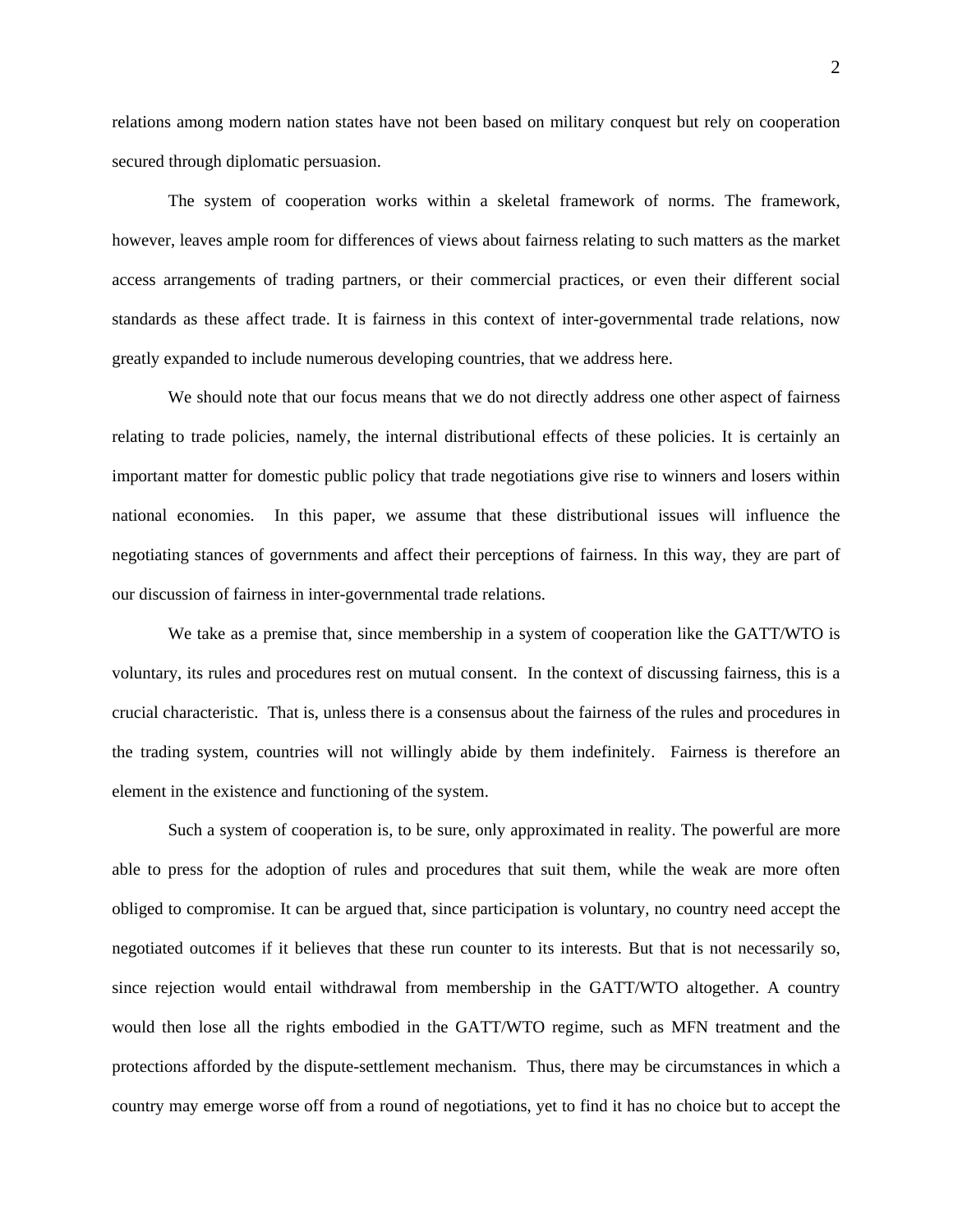relations among modern nation states have not been based on military conquest but rely on cooperation secured through diplomatic persuasion.

The system of cooperation works within a skeletal framework of norms. The framework, however, leaves ample room for differences of views about fairness relating to such matters as the market access arrangements of trading partners, or their commercial practices, or even their different social standards as these affect trade. It is fairness in this context of inter-governmental trade relations, now greatly expanded to include numerous developing countries, that we address here.

We should note that our focus means that we do not directly address one other aspect of fairness relating to trade policies, namely, the internal distributional effects of these policies. It is certainly an important matter for domestic public policy that trade negotiations give rise to winners and losers within national economies. In this paper, we assume that these distributional issues will influence the negotiating stances of governments and affect their perceptions of fairness. In this way, they are part of our discussion of fairness in inter-governmental trade relations.

We take as a premise that, since membership in a system of cooperation like the GATT/WTO is voluntary, its rules and procedures rest on mutual consent. In the context of discussing fairness, this is a crucial characteristic. That is, unless there is a consensus about the fairness of the rules and procedures in the trading system, countries will not willingly abide by them indefinitely. Fairness is therefore an element in the existence and functioning of the system.

Such a system of cooperation is, to be sure, only approximated in reality. The powerful are more able to press for the adoption of rules and procedures that suit them, while the weak are more often obliged to compromise. It can be argued that, since participation is voluntary, no country need accept the negotiated outcomes if it believes that these run counter to its interests. But that is not necessarily so, since rejection would entail withdrawal from membership in the GATT/WTO altogether. A country would then lose all the rights embodied in the GATT/WTO regime, such as MFN treatment and the protections afforded by the dispute-settlement mechanism. Thus, there may be circumstances in which a country may emerge worse off from a round of negotiations, yet to find it has no choice but to accept the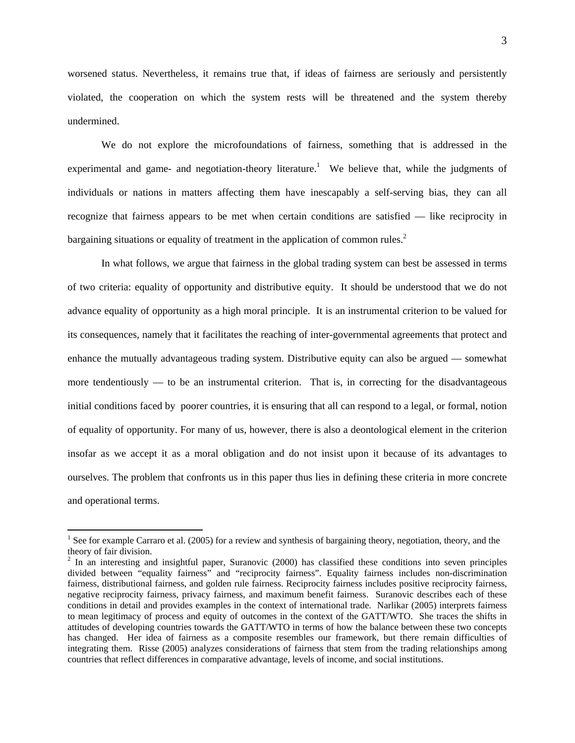worsened status. Nevertheless, it remains true that, if ideas of fairness are seriously and persistently violated, the cooperation on which the system rests will be threatened and the system thereby undermined.

We do not explore the microfoundations of fairness, something that is addressed in the experimental and game- and negotiation-theory literature.[1] We believe that, while the judgments of individuals or nations in matters affecting them have inescapably a self-serving bias, they can all recognize that fairness appears to be met when certain conditions are satisfied — like reciprocity in bargaining situations or equality of treatment in the application of common rules.[2]

In what follows, we argue that fairness in the global trading system can best be assessed in terms of two criteria: equality of opportunity and distributive equity. It should be understood that we do not advance equality of opportunity as a high moral principle. It is an instrumental criterion to be valued for its consequences, namely that it facilitates the reaching of inter-governmental agreements that protect and enhance the mutually advantageous trading system. Distributive equity can also be argued — somewhat more tendentiously — to be an instrumental criterion. That is, in correcting for the disadvantageous initial conditions faced by poorer countries, it is ensuring that all can respond to a legal, or formal, notion of equality of opportunity. For many of us, however, there is also a deontological element in the criterion insofar as we accept it as a moral obligation and do not insist upon it because of its advantages to ourselves. The problem that confronts us in this paper thus lies in defining these criteria in more concrete and operational terms.

[1] See for example Carraro et al. (2005) for a review and synthesis of bargaining theory, negotiation, theory, and the theory of fair division.

[2] In an interesting and insightful paper, Suranovic (2000) has classified these conditions into seven principles divided between "equality fairness" and "reciprocity fairness". Equality fairness includes non-discrimination fairness, distributional fairness, and golden rule fairness. Reciprocity fairness includes positive reciprocity fairness, negative reciprocity fairness, privacy fairness, and maximum benefit fairness. Suranovic describes each of these conditions in detail and provides examples in the context of international trade. Narlikar (2005) interprets fairness to mean legitimacy of process and equity of outcomes in the context of the GATT/WTO. She traces the shifts in attitudes of developing countries towards the GATT/WTO in terms of how the balance between these two concepts has changed. Her idea of fairness as a composite resembles our framework, but there remain difficulties of integrating them. Risse (2005) analyzes considerations of fairness that stem from the trading relationships among countries that reflect differences in comparative advantage, levels of income, and social institutions.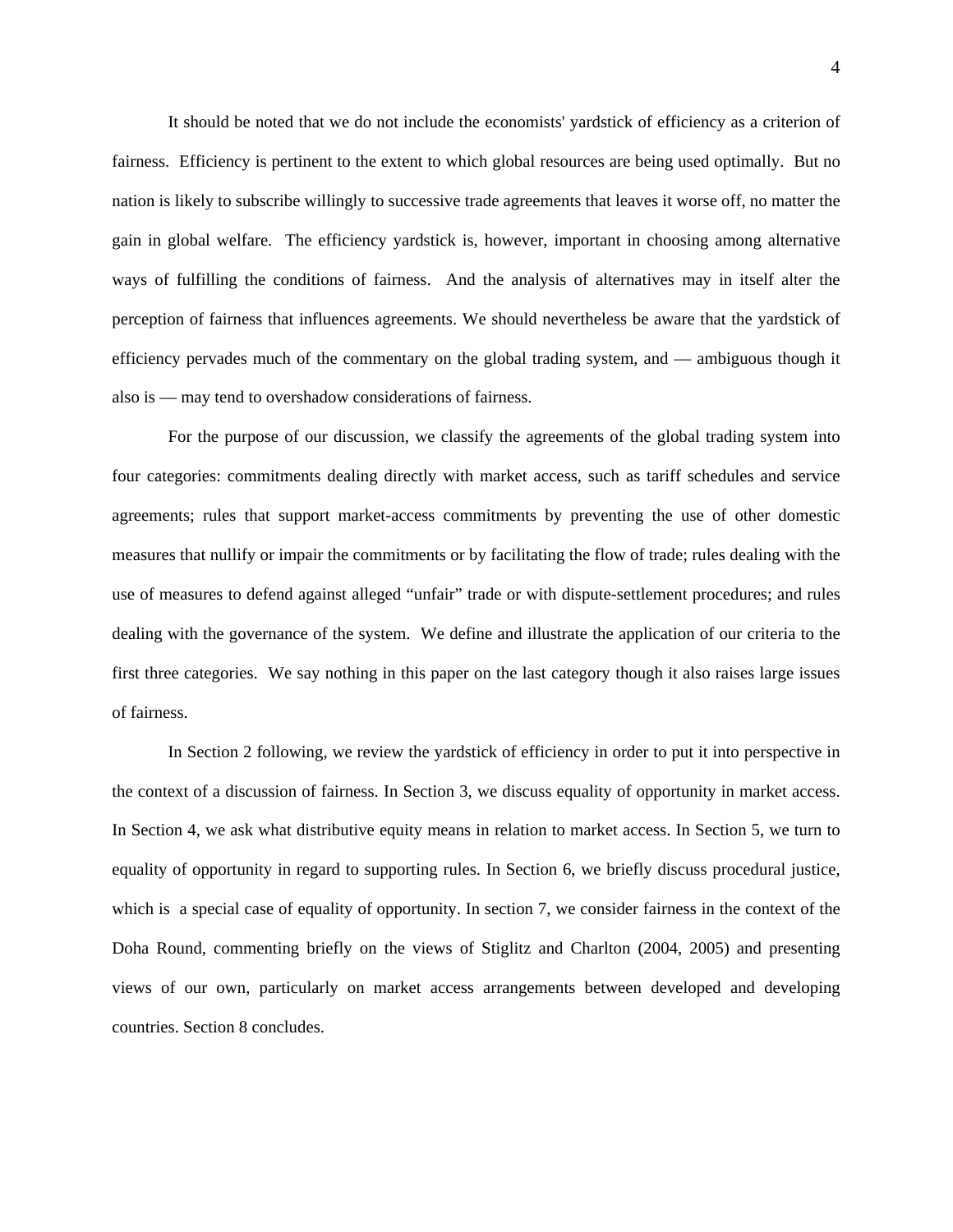It should be noted that we do not include the economists' yardstick of efficiency as a criterion of fairness. Efficiency is pertinent to the extent to which global resources are being used optimally. But no nation is likely to subscribe willingly to successive trade agreements that leaves it worse off, no matter the gain in global welfare. The efficiency yardstick is, however, important in choosing among alternative ways of fulfilling the conditions of fairness. And the analysis of alternatives may in itself alter the perception of fairness that influences agreements. We should nevertheless be aware that the yardstick of efficiency pervades much of the commentary on the global trading system, and — ambiguous though it also is — may tend to overshadow considerations of fairness.

For the purpose of our discussion, we classify the agreements of the global trading system into four categories: commitments dealing directly with market access, such as tariff schedules and service agreements; rules that support market-access commitments by preventing the use of other domestic measures that nullify or impair the commitments or by facilitating the flow of trade; rules dealing with the use of measures to defend against alleged "unfair" trade or with dispute-settlement procedures; and rules dealing with the governance of the system. We define and illustrate the application of our criteria to the first three categories. We say nothing in this paper on the last category though it also raises large issues of fairness.

In Section 2 following, we review the yardstick of efficiency in order to put it into perspective in the context of a discussion of fairness. In Section 3, we discuss equality of opportunity in market access. In Section 4, we ask what distributive equity means in relation to market access. In Section 5, we turn to equality of opportunity in regard to supporting rules. In Section 6, we briefly discuss procedural justice, which is a special case of equality of opportunity. In section 7, we consider fairness in the context of the Doha Round, commenting briefly on the views of Stiglitz and Charlton (2004, 2005) and presenting views of our own, particularly on market access arrangements between developed and developing countries. Section 8 concludes.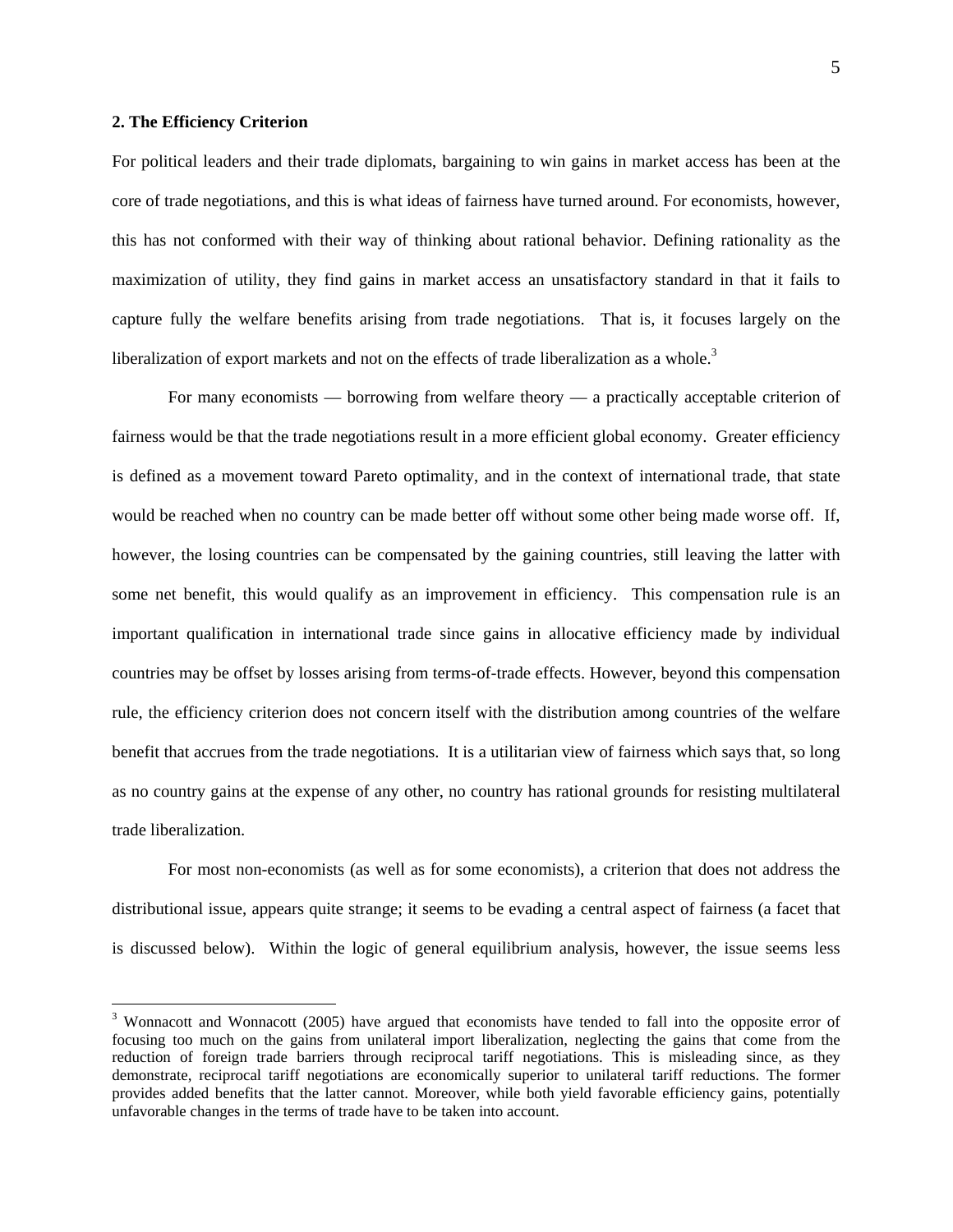## 2. The Efficiency Criterion

For political leaders and their trade diplomats, bargaining to win gains in market access has been at the core of trade negotiations, and this is what ideas of fairness have turned around. For economists, however, this has not conformed with their way of thinking about rational behavior. Defining rationality as the maximization of utility, they find gains in market access an unsatisfactory standard in that it fails to capture fully the welfare benefits arising from trade negotiations. That is, it focuses largely on the liberalization of export markets and not on the effects of trade liberalization as a whole.[3]

For many economists — borrowing from welfare theory — a practically acceptable criterion of fairness would be that the trade negotiations result in a more efficient global economy. Greater efficiency is defined as a movement toward Pareto optimality, and in the context of international trade, that state would be reached when no country can be made better off without some other being made worse off. If, however, the losing countries can be compensated by the gaining countries, still leaving the latter with some net benefit, this would qualify as an improvement in efficiency. This compensation rule is an important qualification in international trade since gains in allocative efficiency made by individual countries may be offset by losses arising from terms-of-trade effects. However, beyond this compensation rule, the efficiency criterion does not concern itself with the distribution among countries of the welfare benefit that accrues from the trade negotiations. It is a utilitarian view of fairness which says that, so long as no country gains at the expense of any other, no country has rational grounds for resisting multilateral trade liberalization.

For most non-economists (as well as for some economists), a criterion that does not address the distributional issue, appears quite strange; it seems to be evading a central aspect of fairness (a facet that is discussed below). Within the logic of general equilibrium analysis, however, the issue seems less

[3] Wonnacott and Wonnacott (2005) have argued that economists have tended to fall into the opposite error of focusing too much on the gains from unilateral import liberalization, neglecting the gains that come from the reduction of foreign trade barriers through reciprocal tariff negotiations. This is misleading since, as they demonstrate, reciprocal tariff negotiations are economically superior to unilateral tariff reductions. The former provides added benefits that the latter cannot. Moreover, while both yield favorable efficiency gains, potentially unfavorable changes in the terms of trade have to be taken into account.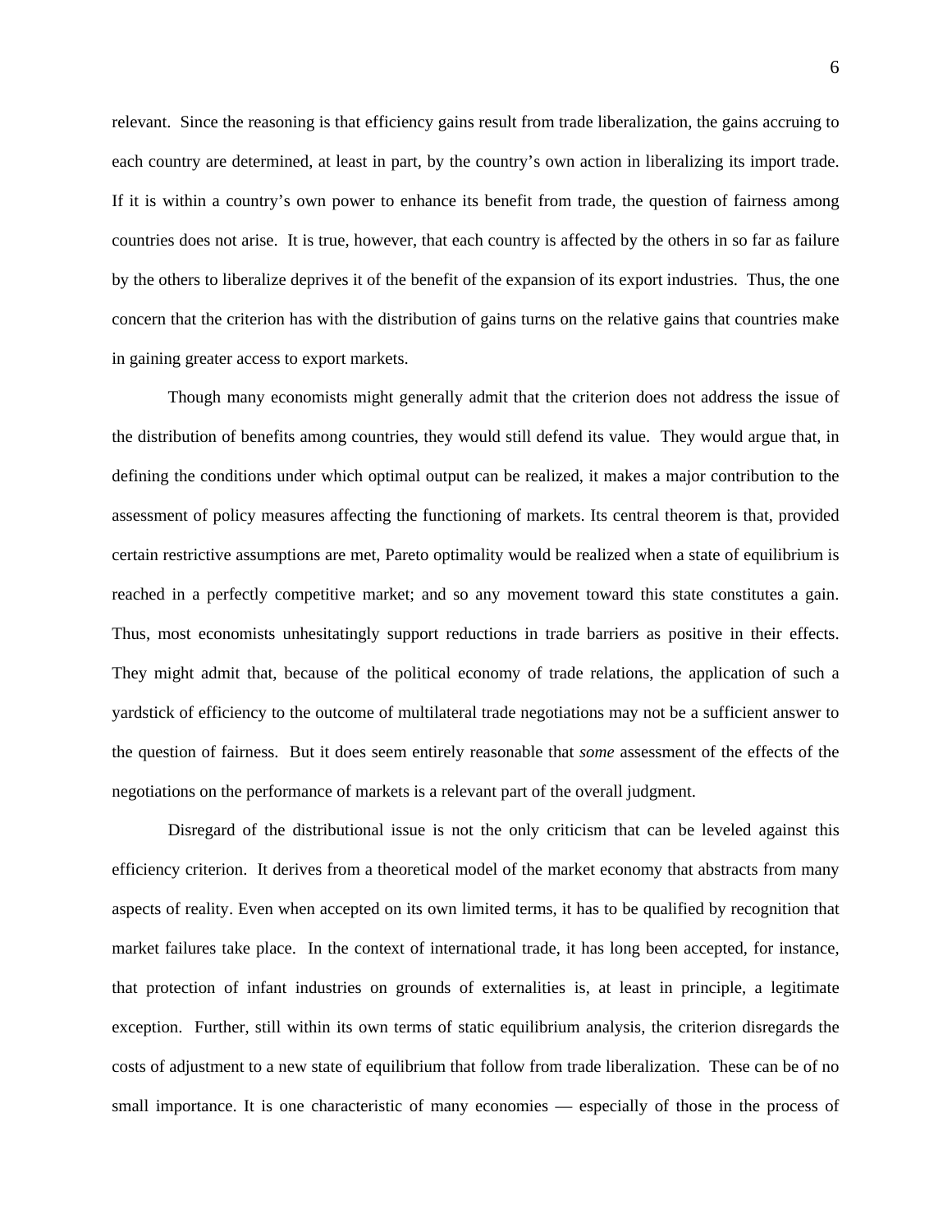relevant. Since the reasoning is that efficiency gains result from trade liberalization, the gains accruing to each country are determined, at least in part, by the country's own action in liberalizing its import trade. If it is within a country's own power to enhance its benefit from trade, the question of fairness among countries does not arise. It is true, however, that each country is affected by the others in so far as failure by the others to liberalize deprives it of the benefit of the expansion of its export industries. Thus, the one concern that the criterion has with the distribution of gains turns on the relative gains that countries make in gaining greater access to export markets.

Though many economists might generally admit that the criterion does not address the issue of the distribution of benefits among countries, they would still defend its value. They would argue that, in defining the conditions under which optimal output can be realized, it makes a major contribution to the assessment of policy measures affecting the functioning of markets. Its central theorem is that, provided certain restrictive assumptions are met, Pareto optimality would be realized when a state of equilibrium is reached in a perfectly competitive market; and so any movement toward this state constitutes a gain. Thus, most economists unhesitatingly support reductions in trade barriers as positive in their effects. They might admit that, because of the political economy of trade relations, the application of such a yardstick of efficiency to the outcome of multilateral trade negotiations may not be a sufficient answer to the question of fairness. But it does seem entirely reasonable that *some* assessment of the effects of the negotiations on the performance of markets is a relevant part of the overall judgment.

Disregard of the distributional issue is not the only criticism that can be leveled against this efficiency criterion. It derives from a theoretical model of the market economy that abstracts from many aspects of reality. Even when accepted on its own limited terms, it has to be qualified by recognition that market failures take place. In the context of international trade, it has long been accepted, for instance, that protection of infant industries on grounds of externalities is, at least in principle, a legitimate exception. Further, still within its own terms of static equilibrium analysis, the criterion disregards the costs of adjustment to a new state of equilibrium that follow from trade liberalization. These can be of no small importance. It is one characteristic of many economies — especially of those in the process of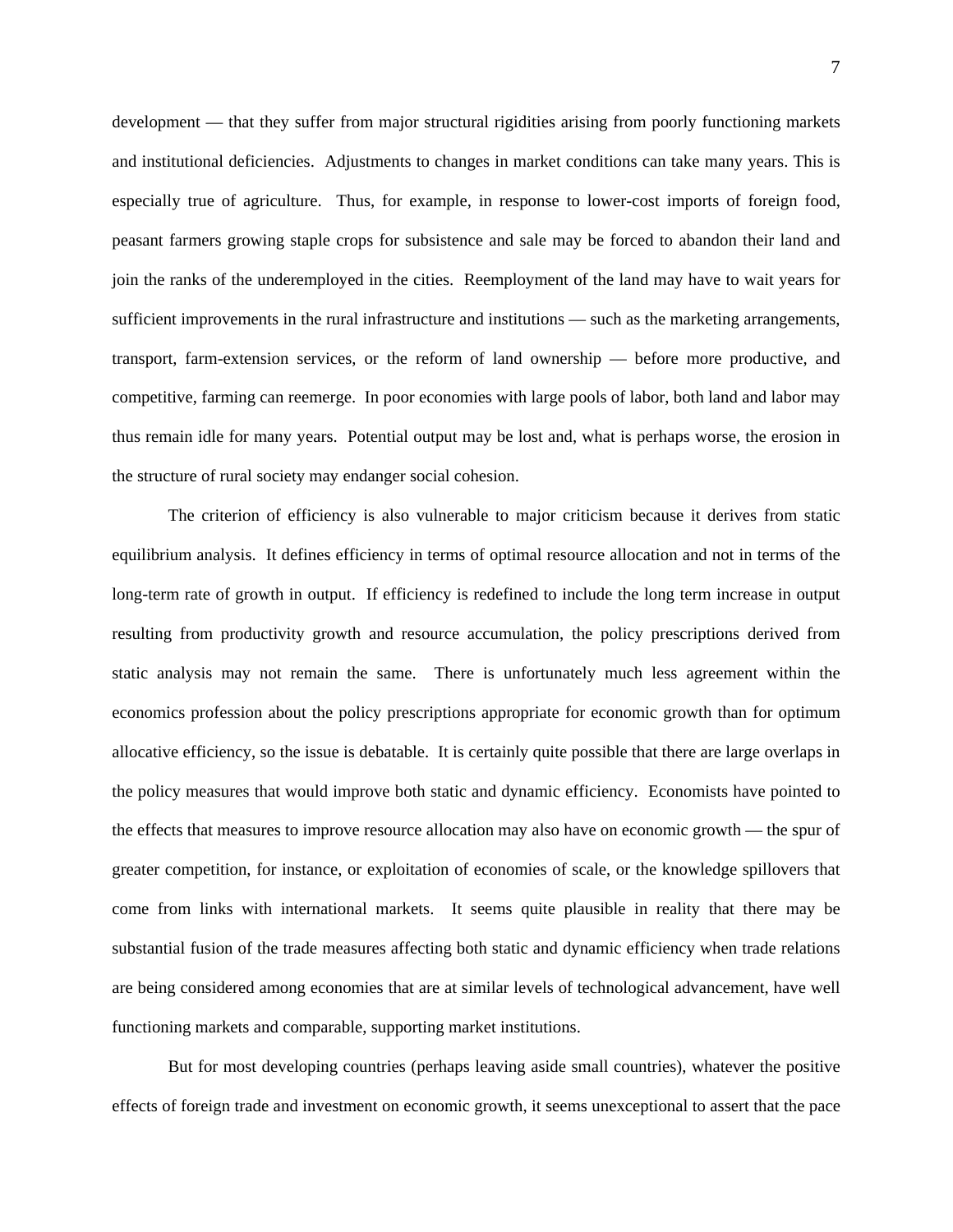development — that they suffer from major structural rigidities arising from poorly functioning markets and institutional deficiencies. Adjustments to changes in market conditions can take many years. This is especially true of agriculture. Thus, for example, in response to lower-cost imports of foreign food, peasant farmers growing staple crops for subsistence and sale may be forced to abandon their land and join the ranks of the underemployed in the cities. Reemployment of the land may have to wait years for sufficient improvements in the rural infrastructure and institutions — such as the marketing arrangements, transport, farm-extension services, or the reform of land ownership — before more productive, and competitive, farming can reemerge. In poor economies with large pools of labor, both land and labor may thus remain idle for many years. Potential output may be lost and, what is perhaps worse, the erosion in the structure of rural society may endanger social cohesion.

The criterion of efficiency is also vulnerable to major criticism because it derives from static equilibrium analysis. It defines efficiency in terms of optimal resource allocation and not in terms of the long-term rate of growth in output. If efficiency is redefined to include the long term increase in output resulting from productivity growth and resource accumulation, the policy prescriptions derived from static analysis may not remain the same. There is unfortunately much less agreement within the economics profession about the policy prescriptions appropriate for economic growth than for optimum allocative efficiency, so the issue is debatable. It is certainly quite possible that there are large overlaps in the policy measures that would improve both static and dynamic efficiency. Economists have pointed to the effects that measures to improve resource allocation may also have on economic growth — the spur of greater competition, for instance, or exploitation of economies of scale, or the knowledge spillovers that come from links with international markets. It seems quite plausible in reality that there may be substantial fusion of the trade measures affecting both static and dynamic efficiency when trade relations are being considered among economies that are at similar levels of technological advancement, have well functioning markets and comparable, supporting market institutions.

But for most developing countries (perhaps leaving aside small countries), whatever the positive effects of foreign trade and investment on economic growth, it seems unexceptional to assert that the pace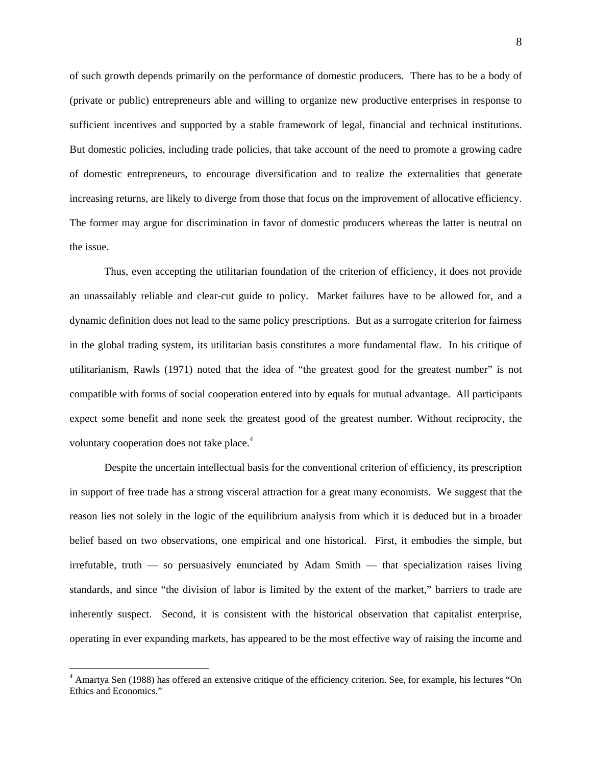of such growth depends primarily on the performance of domestic producers. There has to be a body of (private or public) entrepreneurs able and willing to organize new productive enterprises in response to sufficient incentives and supported by a stable framework of legal, financial and technical institutions. But domestic policies, including trade policies, that take account of the need to promote a growing cadre of domestic entrepreneurs, to encourage diversification and to realize the externalities that generate increasing returns, are likely to diverge from those that focus on the improvement of allocative efficiency. The former may argue for discrimination in favor of domestic producers whereas the latter is neutral on the issue.

Thus, even accepting the utilitarian foundation of the criterion of efficiency, it does not provide an unassailably reliable and clear-cut guide to policy. Market failures have to be allowed for, and a dynamic definition does not lead to the same policy prescriptions. But as a surrogate criterion for fairness in the global trading system, its utilitarian basis constitutes a more fundamental flaw. In his critique of utilitarianism, Rawls (1971) noted that the idea of "the greatest good for the greatest number" is not compatible with forms of social cooperation entered into by equals for mutual advantage. All participants expect some benefit and none seek the greatest good of the greatest number. Without reciprocity, the voluntary cooperation does not take place.[4]

Despite the uncertain intellectual basis for the conventional criterion of efficiency, its prescription in support of free trade has a strong visceral attraction for a great many economists. We suggest that the reason lies not solely in the logic of the equilibrium analysis from which it is deduced but in a broader belief based on two observations, one empirical and one historical. First, it embodies the simple, but irrefutable, truth — so persuasively enunciated by Adam Smith — that specialization raises living standards, and since "the division of labor is limited by the extent of the market," barriers to trade are inherently suspect. Second, it is consistent with the historical observation that capitalist enterprise, operating in ever expanding markets, has appeared to be the most effective way of raising the income and

[4] Amartya Sen (1988) has offered an extensive critique of the efficiency criterion. See, for example, his lectures "On Ethics and Economics."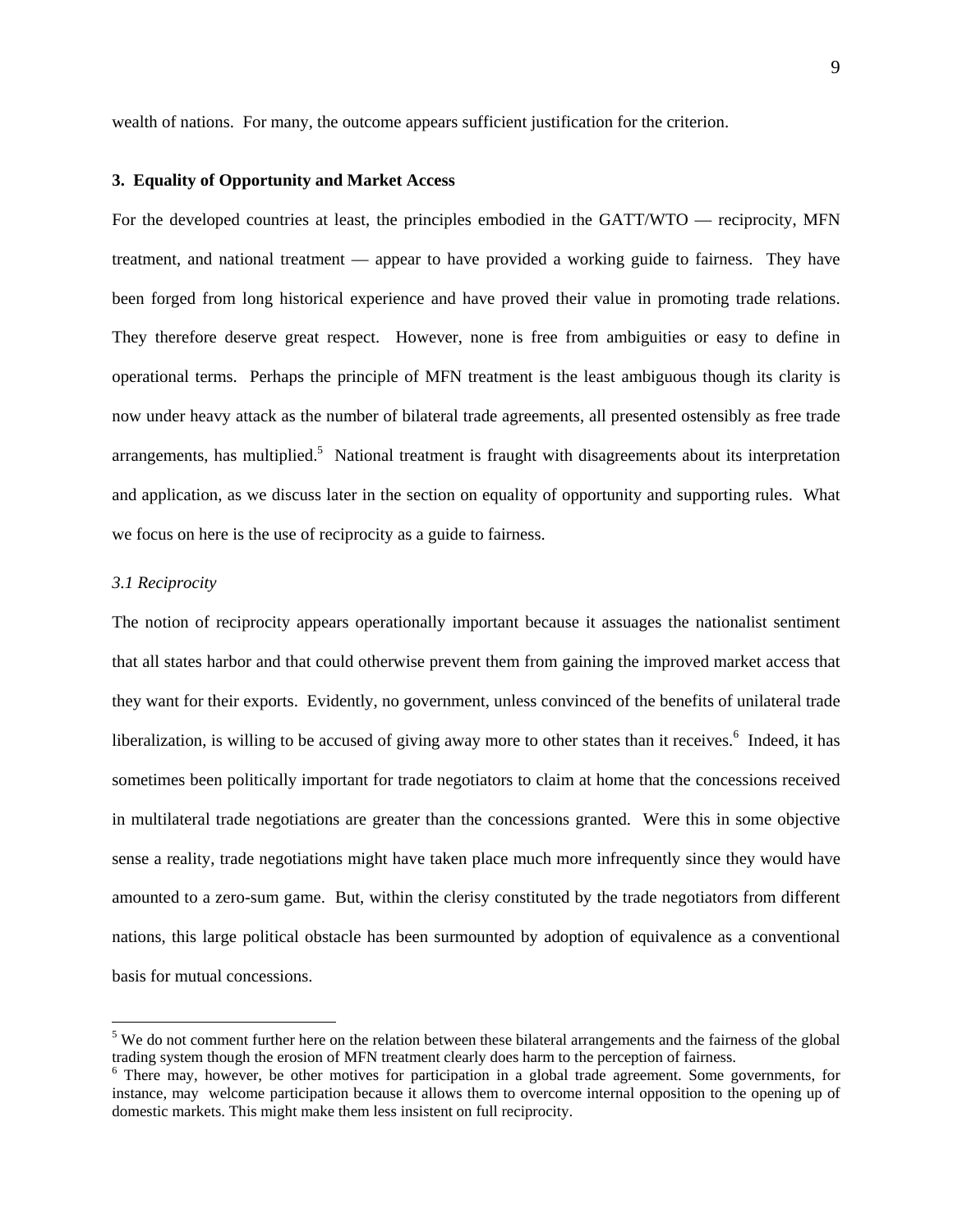wealth of nations. For many, the outcome appears sufficient justification for the criterion.

## 3. Equality of Opportunity and Market Access

For the developed countries at least, the principles embodied in the GATT/WTO — reciprocity, MFN treatment, and national treatment — appear to have provided a working guide to fairness. They have been forged from long historical experience and have proved their value in promoting trade relations. They therefore deserve great respect. However, none is free from ambiguities or easy to define in operational terms. Perhaps the principle of MFN treatment is the least ambiguous though its clarity is now under heavy attack as the number of bilateral trade agreements, all presented ostensibly as free trade arrangements, has multiplied.[5] National treatment is fraught with disagreements about its interpretation and application, as we discuss later in the section on equality of opportunity and supporting rules. What we focus on here is the use of reciprocity as a guide to fairness.

### *3.1 Reciprocity*

The notion of reciprocity appears operationally important because it assuages the nationalist sentiment that all states harbor and that could otherwise prevent them from gaining the improved market access that they want for their exports. Evidently, no government, unless convinced of the benefits of unilateral trade liberalization, is willing to be accused of giving away more to other states than it receives.[6] Indeed, it has sometimes been politically important for trade negotiators to claim at home that the concessions received in multilateral trade negotiations are greater than the concessions granted. Were this in some objective sense a reality, trade negotiations might have taken place much more infrequently since they would have amounted to a zero-sum game. But, within the clerisy constituted by the trade negotiators from different nations, this large political obstacle has been surmounted by adoption of equivalence as a conventional basis for mutual concessions.

---

[5] We do not comment further here on the relation between these bilateral arrangements and the fairness of the global trading system though the erosion of MFN treatment clearly does harm to the perception of fairness.

[6] There may, however, be other motives for participation in a global trade agreement. Some governments, for instance, may welcome participation because it allows them to overcome internal opposition to the opening up of domestic markets. This might make them less insistent on full reciprocity.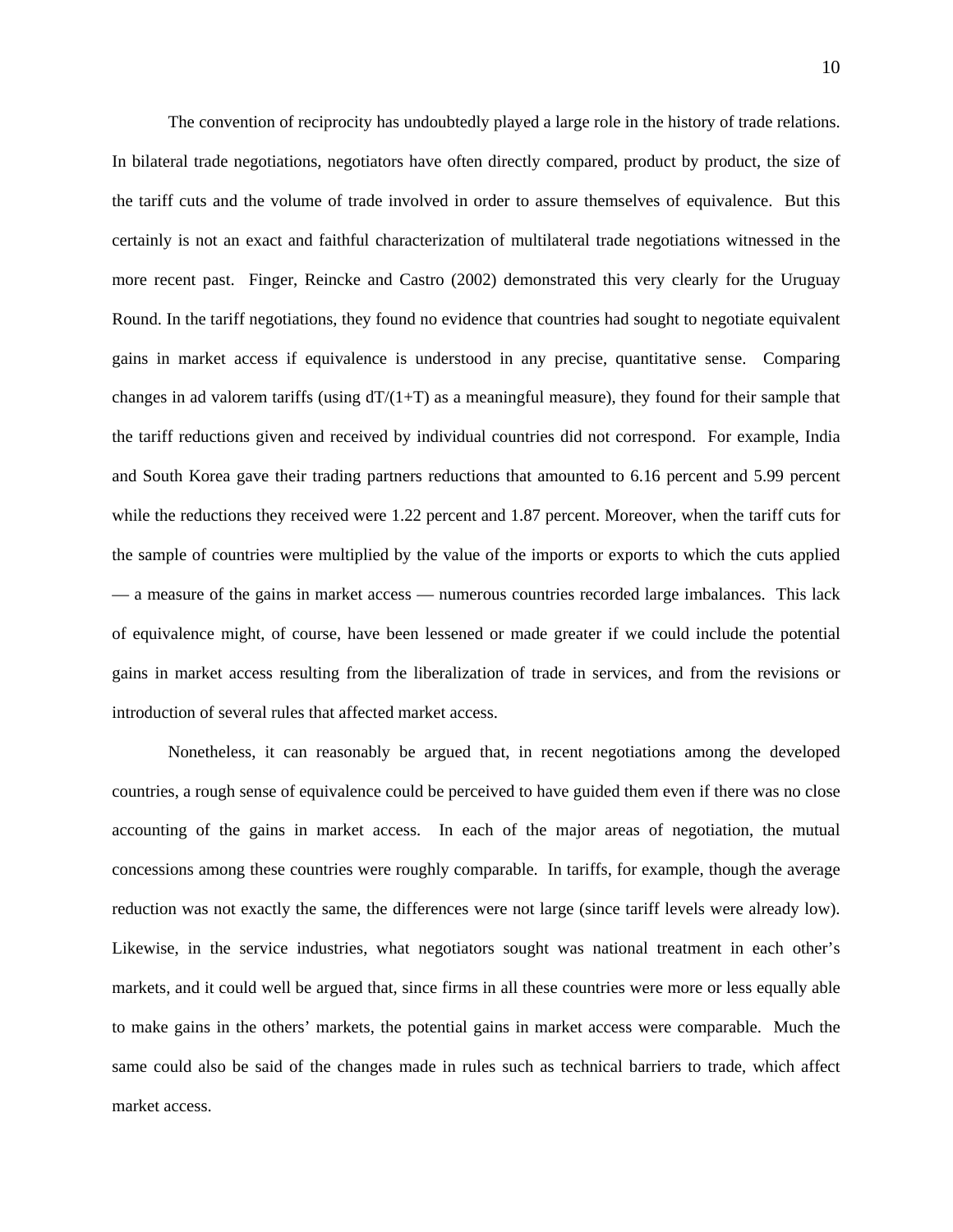The convention of reciprocity has undoubtedly played a large role in the history of trade relations. In bilateral trade negotiations, negotiators have often directly compared, product by product, the size of the tariff cuts and the volume of trade involved in order to assure themselves of equivalence. But this certainly is not an exact and faithful characterization of multilateral trade negotiations witnessed in the more recent past. Finger, Reincke and Castro (2002) demonstrated this very clearly for the Uruguay Round. In the tariff negotiations, they found no evidence that countries had sought to negotiate equivalent gains in market access if equivalence is understood in any precise, quantitative sense. Comparing changes in ad valorem tariffs (using $dT/(1+T)$ as a meaningful measure), they found for their sample that the tariff reductions given and received by individual countries did not correspond. For example, India and South Korea gave their trading partners reductions that amounted to 6.16 percent and 5.99 percent while the reductions they received were 1.22 percent and 1.87 percent. Moreover, when the tariff cuts for the sample of countries were multiplied by the value of the imports or exports to which the cuts applied — a measure of the gains in market access — numerous countries recorded large imbalances. This lack of equivalence might, of course, have been lessened or made greater if we could include the potential gains in market access resulting from the liberalization of trade in services, and from the revisions or introduction of several rules that affected market access.

Nonetheless, it can reasonably be argued that, in recent negotiations among the developed countries, a rough sense of equivalence could be perceived to have guided them even if there was no close accounting of the gains in market access. In each of the major areas of negotiation, the mutual concessions among these countries were roughly comparable. In tariffs, for example, though the average reduction was not exactly the same, the differences were not large (since tariff levels were already low). Likewise, in the service industries, what negotiators sought was national treatment in each other's markets, and it could well be argued that, since firms in all these countries were more or less equally able to make gains in the others' markets, the potential gains in market access were comparable. Much the same could also be said of the changes made in rules such as technical barriers to trade, which affect market access.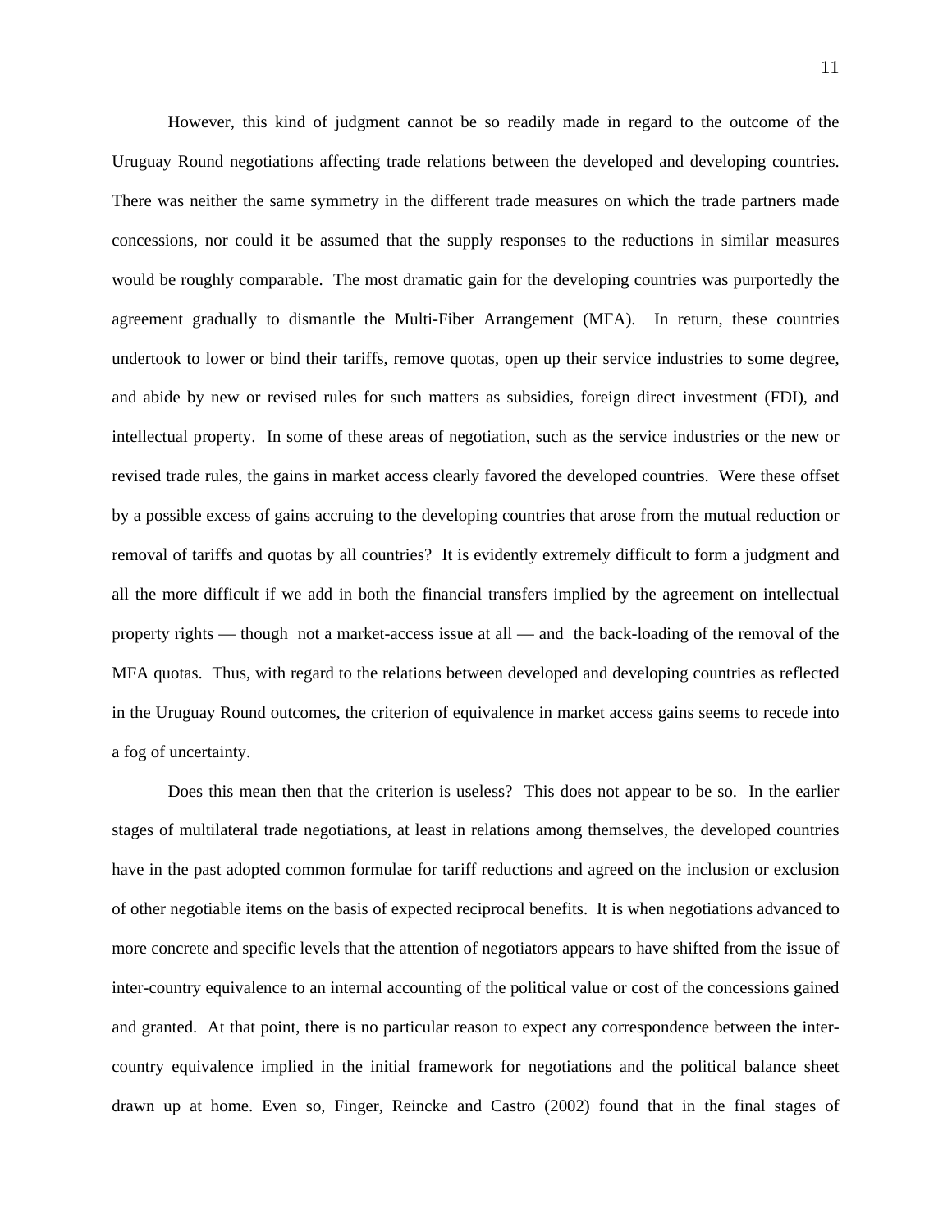However, this kind of judgment cannot be so readily made in regard to the outcome of the Uruguay Round negotiations affecting trade relations between the developed and developing countries. There was neither the same symmetry in the different trade measures on which the trade partners made concessions, nor could it be assumed that the supply responses to the reductions in similar measures would be roughly comparable. The most dramatic gain for the developing countries was purportedly the agreement gradually to dismantle the Multi-Fiber Arrangement (MFA). In return, these countries undertook to lower or bind their tariffs, remove quotas, open up their service industries to some degree, and abide by new or revised rules for such matters as subsidies, foreign direct investment (FDI), and intellectual property. In some of these areas of negotiation, such as the service industries or the new or revised trade rules, the gains in market access clearly favored the developed countries. Were these offset by a possible excess of gains accruing to the developing countries that arose from the mutual reduction or removal of tariffs and quotas by all countries? It is evidently extremely difficult to form a judgment and all the more difficult if we add in both the financial transfers implied by the agreement on intellectual property rights — though not a market-access issue at all — and the back-loading of the removal of the MFA quotas. Thus, with regard to the relations between developed and developing countries as reflected in the Uruguay Round outcomes, the criterion of equivalence in market access gains seems to recede into a fog of uncertainty.

Does this mean then that the criterion is useless? This does not appear to be so. In the earlier stages of multilateral trade negotiations, at least in relations among themselves, the developed countries have in the past adopted common formulae for tariff reductions and agreed on the inclusion or exclusion of other negotiable items on the basis of expected reciprocal benefits. It is when negotiations advanced to more concrete and specific levels that the attention of negotiators appears to have shifted from the issue of inter-country equivalence to an internal accounting of the political value or cost of the concessions gained and granted. At that point, there is no particular reason to expect any correspondence between the inter-country equivalence implied in the initial framework for negotiations and the political balance sheet drawn up at home. Even so, Finger, Reincke and Castro (2002) found that in the final stages of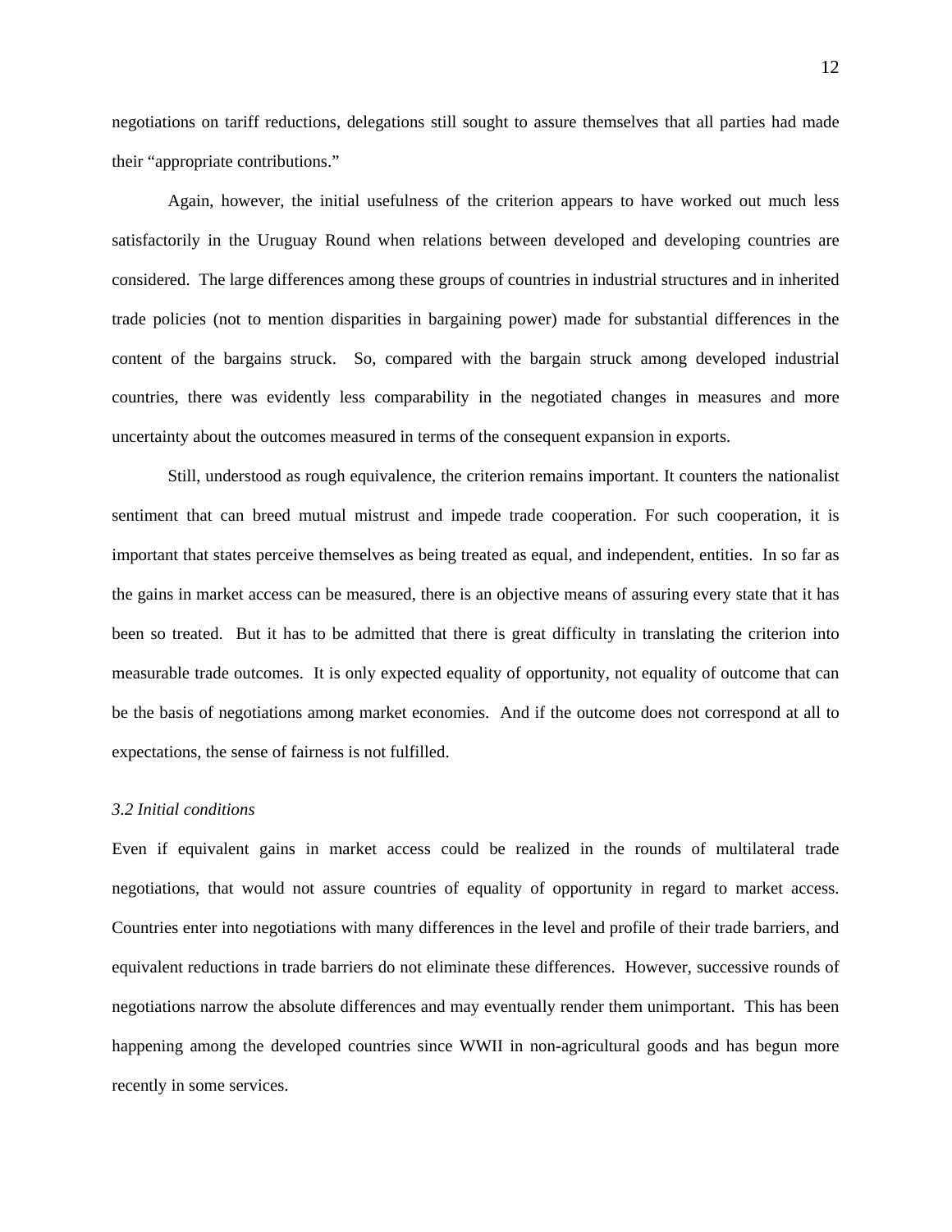negotiations on tariff reductions, delegations still sought to assure themselves that all parties had made their "appropriate contributions."

Again, however, the initial usefulness of the criterion appears to have worked out much less satisfactorily in the Uruguay Round when relations between developed and developing countries are considered. The large differences among these groups of countries in industrial structures and in inherited trade policies (not to mention disparities in bargaining power) made for substantial differences in the content of the bargains struck. So, compared with the bargain struck among developed industrial countries, there was evidently less comparability in the negotiated changes in measures and more uncertainty about the outcomes measured in terms of the consequent expansion in exports.

Still, understood as rough equivalence, the criterion remains important. It counters the nationalist sentiment that can breed mutual mistrust and impede trade cooperation. For such cooperation, it is important that states perceive themselves as being treated as equal, and independent, entities. In so far as the gains in market access can be measured, there is an objective means of assuring every state that it has been so treated. But it has to be admitted that there is great difficulty in translating the criterion into measurable trade outcomes. It is only expected equality of opportunity, not equality of outcome that can be the basis of negotiations among market economies. And if the outcome does not correspond at all to expectations, the sense of fairness is not fulfilled.

### *3.2 Initial conditions*

Even if equivalent gains in market access could be realized in the rounds of multilateral trade negotiations, that would not assure countries of equality of opportunity in regard to market access. Countries enter into negotiations with many differences in the level and profile of their trade barriers, and equivalent reductions in trade barriers do not eliminate these differences. However, successive rounds of negotiations narrow the absolute differences and may eventually render them unimportant. This has been happening among the developed countries since WWII in non-agricultural goods and has begun more recently in some services.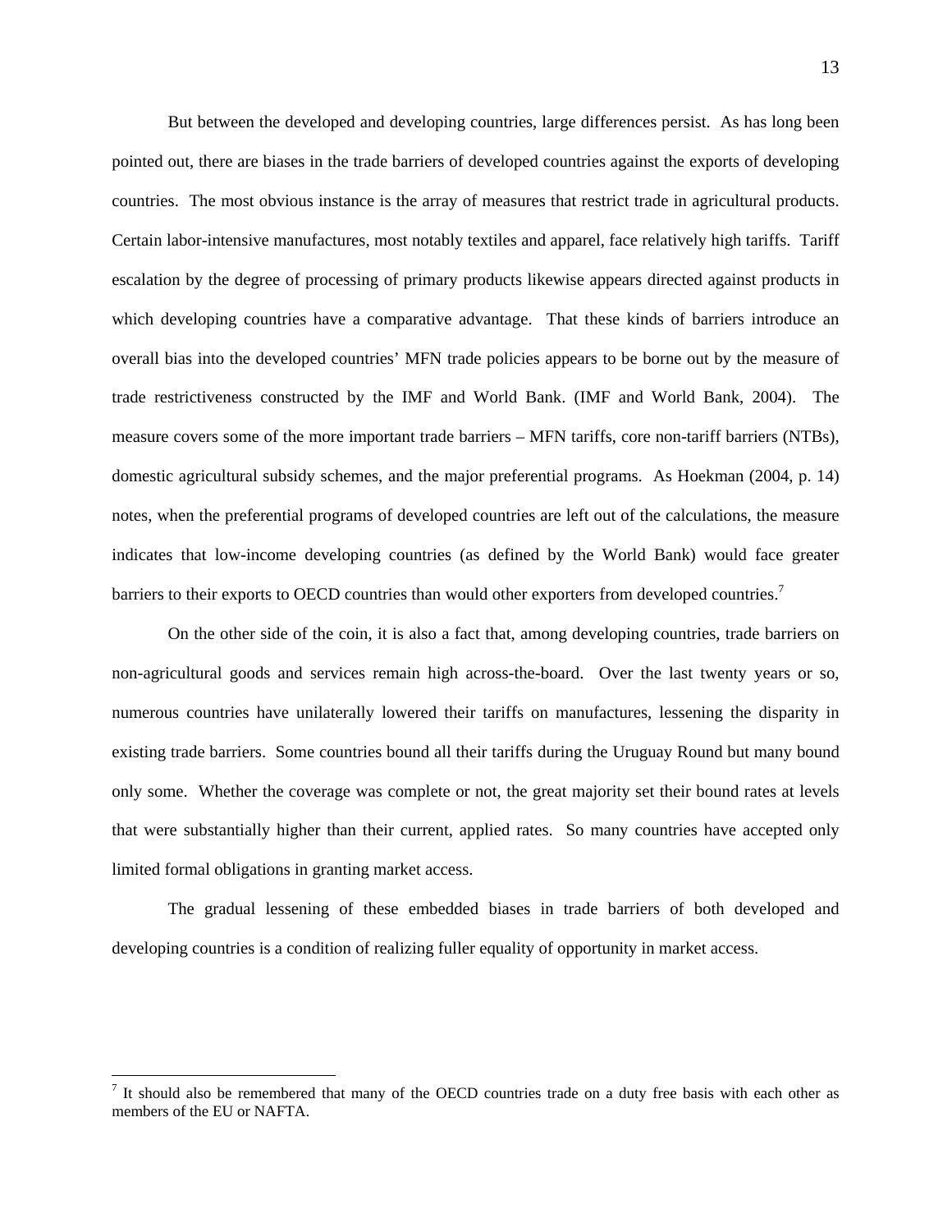But between the developed and developing countries, large differences persist. As has long been pointed out, there are biases in the trade barriers of developed countries against the exports of developing countries. The most obvious instance is the array of measures that restrict trade in agricultural products. Certain labor-intensive manufactures, most notably textiles and apparel, face relatively high tariffs. Tariff escalation by the degree of processing of primary products likewise appears directed against products in which developing countries have a comparative advantage. That these kinds of barriers introduce an overall bias into the developed countries' MFN trade policies appears to be borne out by the measure of trade restrictiveness constructed by the IMF and World Bank. (IMF and World Bank, 2004). The measure covers some of the more important trade barriers – MFN tariffs, core non-tariff barriers (NTBs), domestic agricultural subsidy schemes, and the major preferential programs. As Hoekman (2004, p. 14) notes, when the preferential programs of developed countries are left out of the calculations, the measure indicates that low-income developing countries (as defined by the World Bank) would face greater barriers to their exports to OECD countries than would other exporters from developed countries.[7]

On the other side of the coin, it is also a fact that, among developing countries, trade barriers on non-agricultural goods and services remain high across-the-board. Over the last twenty years or so, numerous countries have unilaterally lowered their tariffs on manufactures, lessening the disparity in existing trade barriers. Some countries bound all their tariffs during the Uruguay Round but many bound only some. Whether the coverage was complete or not, the great majority set their bound rates at levels that were substantially higher than their current, applied rates. So many countries have accepted only limited formal obligations in granting market access.

The gradual lessening of these embedded biases in trade barriers of both developed and developing countries is a condition of realizing fuller equality of opportunity in market access.

[7] It should also be remembered that many of the OECD countries trade on a duty free basis with each other as members of the EU or NAFTA.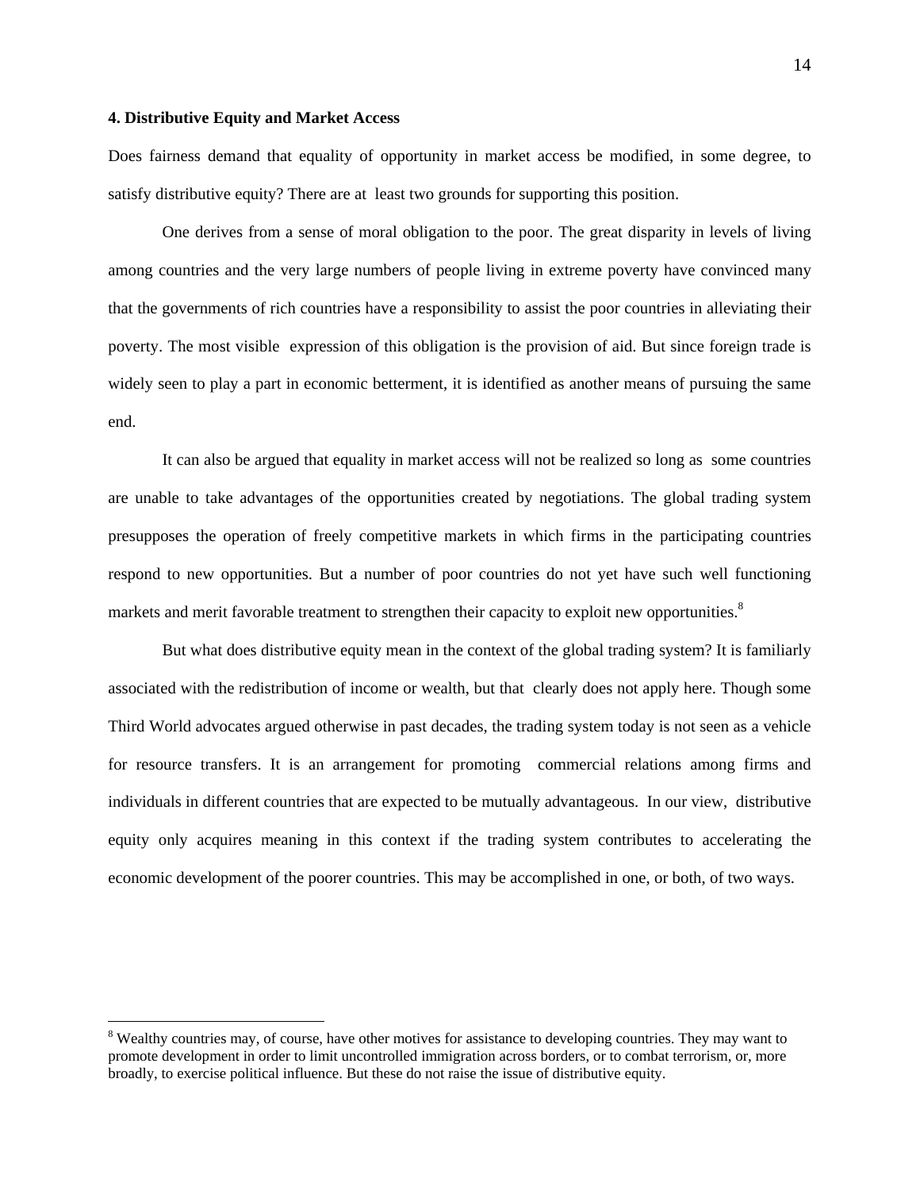### 4. Distributive Equity and Market Access

Does fairness demand that equality of opportunity in market access be modified, in some degree, to satisfy distributive equity? There are at least two grounds for supporting this position.

One derives from a sense of moral obligation to the poor. The great disparity in levels of living among countries and the very large numbers of people living in extreme poverty have convinced many that the governments of rich countries have a responsibility to assist the poor countries in alleviating their poverty. The most visible expression of this obligation is the provision of aid. But since foreign trade is widely seen to play a part in economic betterment, it is identified as another means of pursuing the same end.

It can also be argued that equality in market access will not be realized so long as some countries are unable to take advantages of the opportunities created by negotiations. The global trading system presupposes the operation of freely competitive markets in which firms in the participating countries respond to new opportunities. But a number of poor countries do not yet have such well functioning markets and merit favorable treatment to strengthen their capacity to exploit new opportunities.[8]

But what does distributive equity mean in the context of the global trading system? It is familiarly associated with the redistribution of income or wealth, but that clearly does not apply here. Though some Third World advocates argued otherwise in past decades, the trading system today is not seen as a vehicle for resource transfers. It is an arrangement for promoting commercial relations among firms and individuals in different countries that are expected to be mutually advantageous. In our view, distributive equity only acquires meaning in this context if the trading system contributes to accelerating the economic development of the poorer countries. This may be accomplished in one, or both, of two ways.

---

[8] Wealthy countries may, of course, have other motives for assistance to developing countries. They may want to promote development in order to limit uncontrolled immigration across borders, or to combat terrorism, or, more broadly, to exercise political influence. But these do not raise the issue of distributive equity.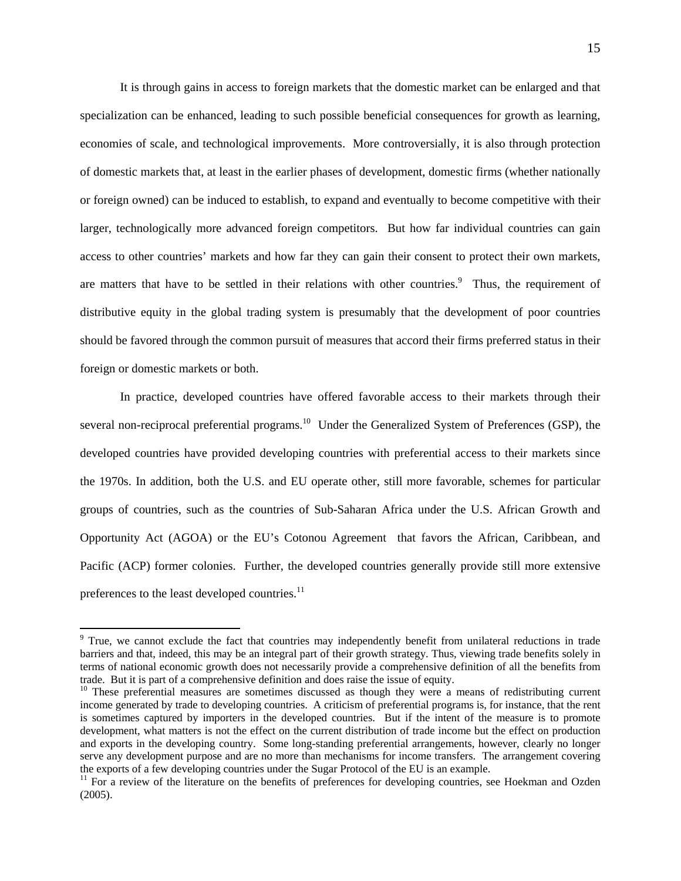It is through gains in access to foreign markets that the domestic market can be enlarged and that specialization can be enhanced, leading to such possible beneficial consequences for growth as learning, economies of scale, and technological improvements. More controversially, it is also through protection of domestic markets that, at least in the earlier phases of development, domestic firms (whether nationally or foreign owned) can be induced to establish, to expand and eventually to become competitive with their larger, technologically more advanced foreign competitors. But how far individual countries can gain access to other countries' markets and how far they can gain their consent to protect their own markets, are matters that have to be settled in their relations with other countries.[9] Thus, the requirement of distributive equity in the global trading system is presumably that the development of poor countries should be favored through the common pursuit of measures that accord their firms preferred status in their foreign or domestic markets or both.

In practice, developed countries have offered favorable access to their markets through their several non-reciprocal preferential programs.[10] Under the Generalized System of Preferences (GSP), the developed countries have provided developing countries with preferential access to their markets since the 1970s. In addition, both the U.S. and EU operate other, still more favorable, schemes for particular groups of countries, such as the countries of Sub-Saharan Africa under the U.S. African Growth and Opportunity Act (AGOA) or the EU's Cotonou Agreement that favors the African, Caribbean, and Pacific (ACP) former colonies. Further, the developed countries generally provide still more extensive preferences to the least developed countries.[11]

---

[9] True, we cannot exclude the fact that countries may independently benefit from unilateral reductions in trade barriers and that, indeed, this may be an integral part of their growth strategy. Thus, viewing trade benefits solely in terms of national economic growth does not necessarily provide a comprehensive definition of all the benefits from trade. But it is part of a comprehensive definition and does raise the issue of equity.

[10] These preferential measures are sometimes discussed as though they were a means of redistributing current income generated by trade to developing countries. A criticism of preferential programs is, for instance, that the rent is sometimes captured by importers in the developed countries. But if the intent of the measure is to promote development, what matters is not the effect on the current distribution of trade income but the effect on production and exports in the developing country. Some long-standing preferential arrangements, however, clearly no longer serve any development purpose and are no more than mechanisms for income transfers. The arrangement covering the exports of a few developing countries under the Sugar Protocol of the EU is an example.

[11] For a review of the literature on the benefits of preferences for developing countries, see Hoekman and Ozden (2005).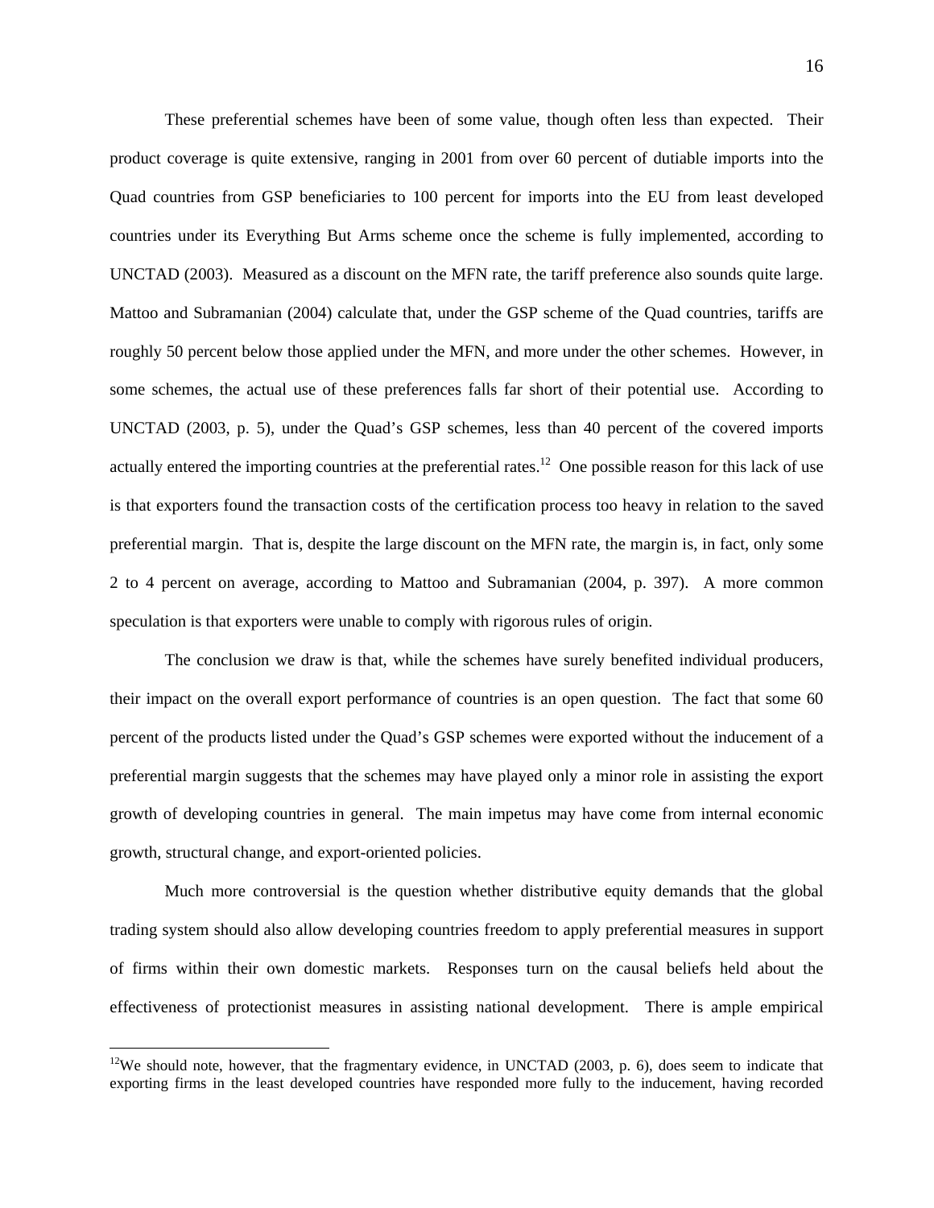These preferential schemes have been of some value, though often less than expected. Their product coverage is quite extensive, ranging in 2001 from over 60 percent of dutiable imports into the Quad countries from GSP beneficiaries to 100 percent for imports into the EU from least developed countries under its Everything But Arms scheme once the scheme is fully implemented, according to UNCTAD (2003). Measured as a discount on the MFN rate, the tariff preference also sounds quite large. Mattoo and Subramanian (2004) calculate that, under the GSP scheme of the Quad countries, tariffs are roughly 50 percent below those applied under the MFN, and more under the other schemes. However, in some schemes, the actual use of these preferences falls far short of their potential use. According to UNCTAD (2003, p. 5), under the Quad's GSP schemes, less than 40 percent of the covered imports actually entered the importing countries at the preferential rates.[12] One possible reason for this lack of use is that exporters found the transaction costs of the certification process too heavy in relation to the saved preferential margin. That is, despite the large discount on the MFN rate, the margin is, in fact, only some 2 to 4 percent on average, according to Mattoo and Subramanian (2004, p. 397). A more common speculation is that exporters were unable to comply with rigorous rules of origin.

The conclusion we draw is that, while the schemes have surely benefited individual producers, their impact on the overall export performance of countries is an open question. The fact that some 60 percent of the products listed under the Quad's GSP schemes were exported without the inducement of a preferential margin suggests that the schemes may have played only a minor role in assisting the export growth of developing countries in general. The main impetus may have come from internal economic growth, structural change, and export-oriented policies.

Much more controversial is the question whether distributive equity demands that the global trading system should also allow developing countries freedom to apply preferential measures in support of firms within their own domestic markets. Responses turn on the causal beliefs held about the effectiveness of protectionist measures in assisting national development. There is ample empirical

---

[12]We should note, however, that the fragmentary evidence, in UNCTAD (2003, p. 6), does seem to indicate that exporting firms in the least developed countries have responded more fully to the inducement, having recorded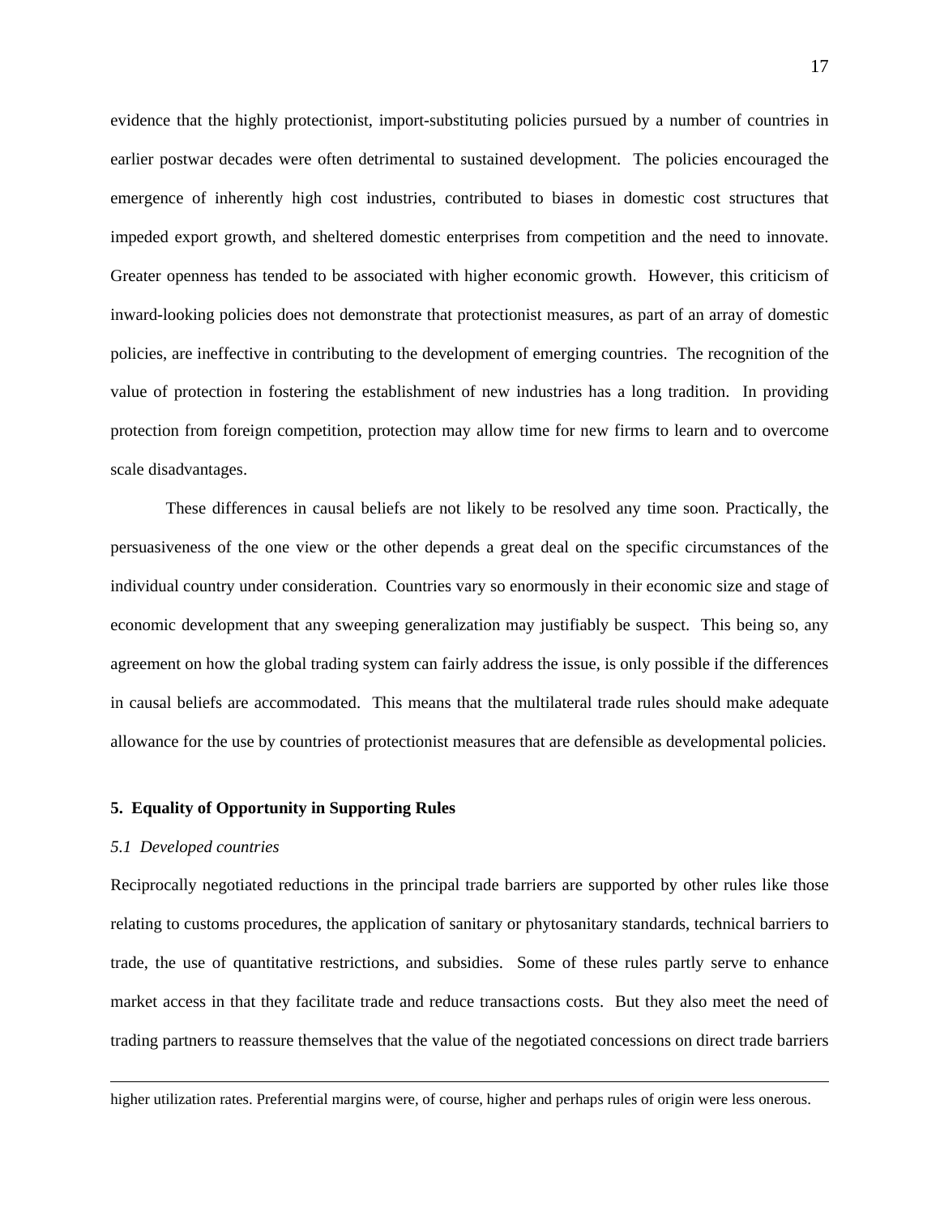evidence that the highly protectionist, import-substituting policies pursued by a number of countries in earlier postwar decades were often detrimental to sustained development. The policies encouraged the emergence of inherently high cost industries, contributed to biases in domestic cost structures that impeded export growth, and sheltered domestic enterprises from competition and the need to innovate. Greater openness has tended to be associated with higher economic growth. However, this criticism of inward-looking policies does not demonstrate that protectionist measures, as part of an array of domestic policies, are ineffective in contributing to the development of emerging countries. The recognition of the value of protection in fostering the establishment of new industries has a long tradition. In providing protection from foreign competition, protection may allow time for new firms to learn and to overcome scale disadvantages.

These differences in causal beliefs are not likely to be resolved any time soon. Practically, the persuasiveness of the one view or the other depends a great deal on the specific circumstances of the individual country under consideration. Countries vary so enormously in their economic size and stage of economic development that any sweeping generalization may justifiably be suspect. This being so, any agreement on how the global trading system can fairly address the issue, is only possible if the differences in causal beliefs are accommodated. This means that the multilateral trade rules should make adequate allowance for the use by countries of protectionist measures that are defensible as developmental policies.

## 5. Equality of Opportunity in Supporting Rules

### *5.1 Developed countries*

Reciprocally negotiated reductions in the principal trade barriers are supported by other rules like those relating to customs procedures, the application of sanitary or phytosanitary standards, technical barriers to trade, the use of quantitative restrictions, and subsidies. Some of these rules partly serve to enhance market access in that they facilitate trade and reduce transactions costs. But they also meet the need of trading partners to reassure themselves that the value of the negotiated concessions on direct trade barriers

---

higher utilization rates. Preferential margins were, of course, higher and perhaps rules of origin were less onerous.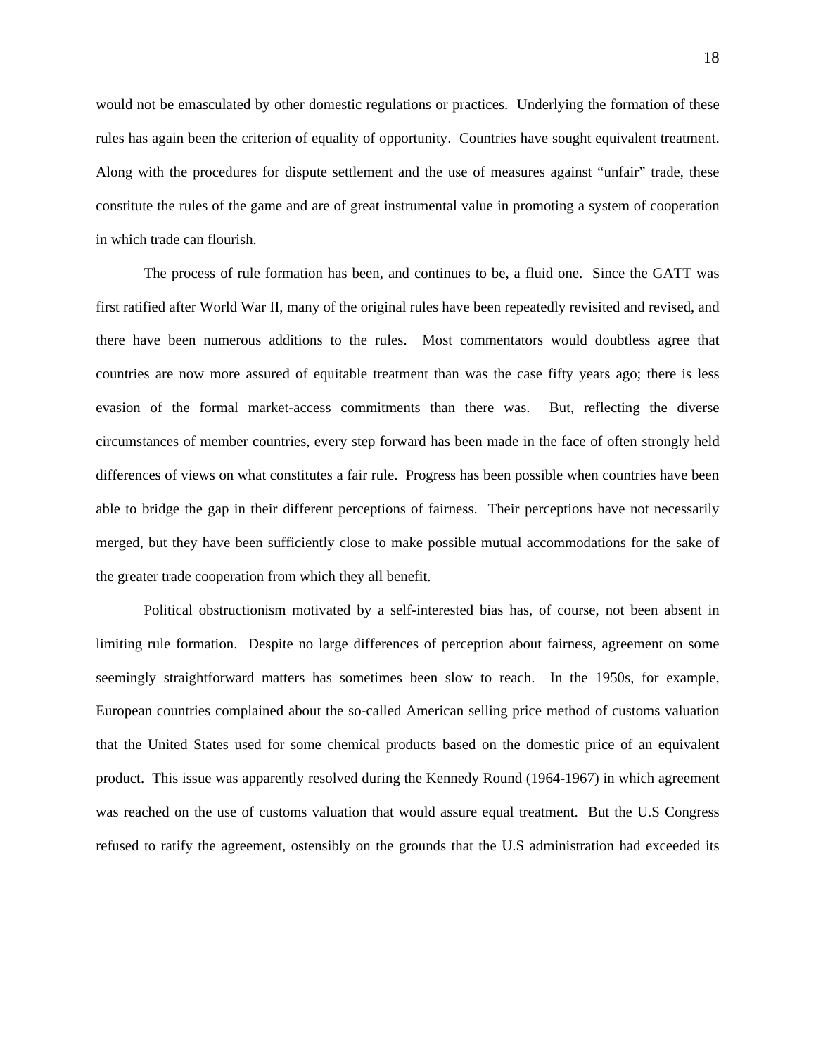would not be emasculated by other domestic regulations or practices. Underlying the formation of these rules has again been the criterion of equality of opportunity. Countries have sought equivalent treatment. Along with the procedures for dispute settlement and the use of measures against "unfair" trade, these constitute the rules of the game and are of great instrumental value in promoting a system of cooperation in which trade can flourish.

The process of rule formation has been, and continues to be, a fluid one. Since the GATT was first ratified after World War II, many of the original rules have been repeatedly revisited and revised, and there have been numerous additions to the rules. Most commentators would doubtless agree that countries are now more assured of equitable treatment than was the case fifty years ago; there is less evasion of the formal market-access commitments than there was. But, reflecting the diverse circumstances of member countries, every step forward has been made in the face of often strongly held differences of views on what constitutes a fair rule. Progress has been possible when countries have been able to bridge the gap in their different perceptions of fairness. Their perceptions have not necessarily merged, but they have been sufficiently close to make possible mutual accommodations for the sake of the greater trade cooperation from which they all benefit.

Political obstructionism motivated by a self-interested bias has, of course, not been absent in limiting rule formation. Despite no large differences of perception about fairness, agreement on some seemingly straightforward matters has sometimes been slow to reach. In the 1950s, for example, European countries complained about the so-called American selling price method of customs valuation that the United States used for some chemical products based on the domestic price of an equivalent product. This issue was apparently resolved during the Kennedy Round (1964-1967) in which agreement was reached on the use of customs valuation that would assure equal treatment. But the U.S Congress refused to ratify the agreement, ostensibly on the grounds that the U.S administration had exceeded its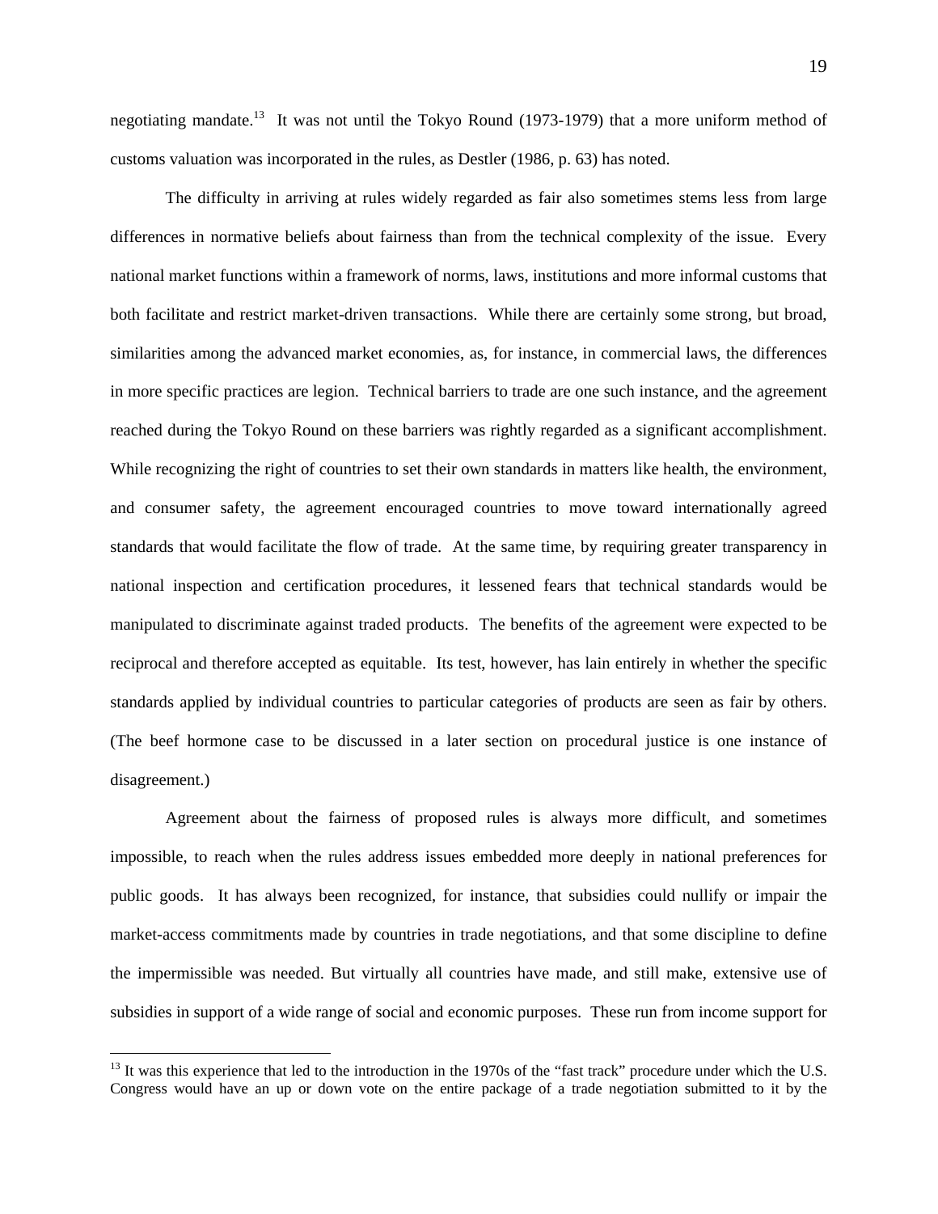negotiating mandate.[13] It was not until the Tokyo Round (1973-1979) that a more uniform method of customs valuation was incorporated in the rules, as Destler (1986, p. 63) has noted.

The difficulty in arriving at rules widely regarded as fair also sometimes stems less from large differences in normative beliefs about fairness than from the technical complexity of the issue. Every national market functions within a framework of norms, laws, institutions and more informal customs that both facilitate and restrict market-driven transactions. While there are certainly some strong, but broad, similarities among the advanced market economies, as, for instance, in commercial laws, the differences in more specific practices are legion. Technical barriers to trade are one such instance, and the agreement reached during the Tokyo Round on these barriers was rightly regarded as a significant accomplishment. While recognizing the right of countries to set their own standards in matters like health, the environment, and consumer safety, the agreement encouraged countries to move toward internationally agreed standards that would facilitate the flow of trade. At the same time, by requiring greater transparency in national inspection and certification procedures, it lessened fears that technical standards would be manipulated to discriminate against traded products. The benefits of the agreement were expected to be reciprocal and therefore accepted as equitable. Its test, however, has lain entirely in whether the specific standards applied by individual countries to particular categories of products are seen as fair by others. (The beef hormone case to be discussed in a later section on procedural justice is one instance of disagreement.)

Agreement about the fairness of proposed rules is always more difficult, and sometimes impossible, to reach when the rules address issues embedded more deeply in national preferences for public goods. It has always been recognized, for instance, that subsidies could nullify or impair the market-access commitments made by countries in trade negotiations, and that some discipline to define the impermissible was needed. But virtually all countries have made, and still make, extensive use of subsidies in support of a wide range of social and economic purposes. These run from income support for

[13] It was this experience that led to the introduction in the 1970s of the "fast track" procedure under which the U.S. Congress would have an up or down vote on the entire package of a trade negotiation submitted to it by the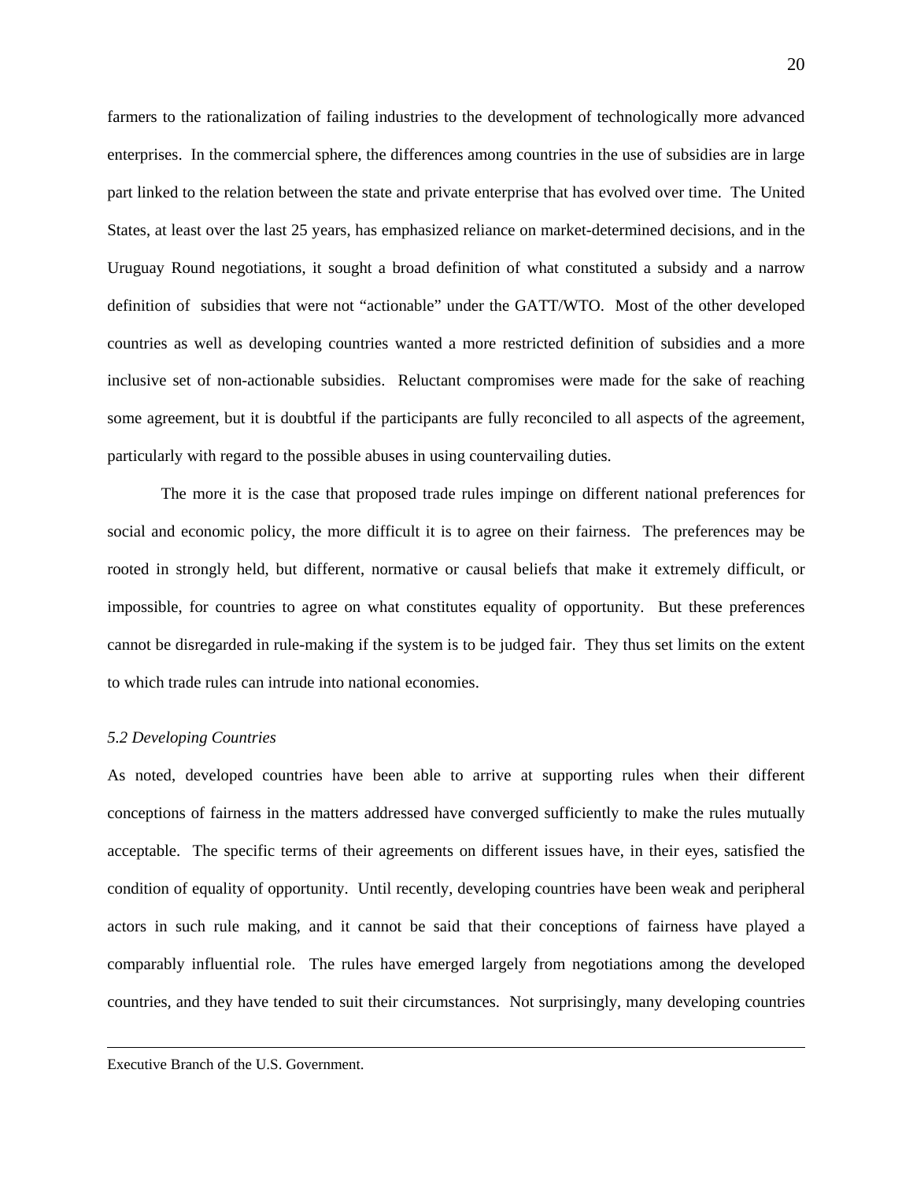farmers to the rationalization of failing industries to the development of technologically more advanced enterprises. In the commercial sphere, the differences among countries in the use of subsidies are in large part linked to the relation between the state and private enterprise that has evolved over time. The United States, at least over the last 25 years, has emphasized reliance on market-determined decisions, and in the Uruguay Round negotiations, it sought a broad definition of what constituted a subsidy and a narrow definition of subsidies that were not "actionable" under the GATT/WTO. Most of the other developed countries as well as developing countries wanted a more restricted definition of subsidies and a more inclusive set of non-actionable subsidies. Reluctant compromises were made for the sake of reaching some agreement, but it is doubtful if the participants are fully reconciled to all aspects of the agreement, particularly with regard to the possible abuses in using countervailing duties.

The more it is the case that proposed trade rules impinge on different national preferences for social and economic policy, the more difficult it is to agree on their fairness. The preferences may be rooted in strongly held, but different, normative or causal beliefs that make it extremely difficult, or impossible, for countries to agree on what constitutes equality of opportunity. But these preferences cannot be disregarded in rule-making if the system is to be judged fair. They thus set limits on the extent to which trade rules can intrude into national economies.

*5.2 Developing Countries*

As noted, developed countries have been able to arrive at supporting rules when their different conceptions of fairness in the matters addressed have converged sufficiently to make the rules mutually acceptable. The specific terms of their agreements on different issues have, in their eyes, satisfied the condition of equality of opportunity. Until recently, developing countries have been weak and peripheral actors in such rule making, and it cannot be said that their conceptions of fairness have played a comparably influential role. The rules have emerged largely from negotiations among the developed countries, and they have tended to suit their circumstances. Not surprisingly, many developing countries

Executive Branch of the U.S. Government.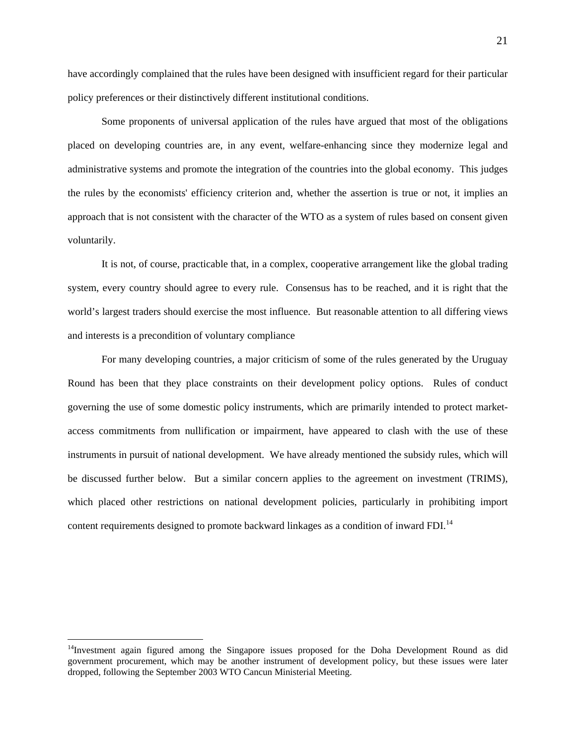have accordingly complained that the rules have been designed with insufficient regard for their particular policy preferences or their distinctively different institutional conditions.

Some proponents of universal application of the rules have argued that most of the obligations placed on developing countries are, in any event, welfare-enhancing since they modernize legal and administrative systems and promote the integration of the countries into the global economy. This judges the rules by the economists' efficiency criterion and, whether the assertion is true or not, it implies an approach that is not consistent with the character of the WTO as a system of rules based on consent given voluntarily.

It is not, of course, practicable that, in a complex, cooperative arrangement like the global trading system, every country should agree to every rule. Consensus has to be reached, and it is right that the world's largest traders should exercise the most influence. But reasonable attention to all differing views and interests is a precondition of voluntary compliance

For many developing countries, a major criticism of some of the rules generated by the Uruguay Round has been that they place constraints on their development policy options. Rules of conduct governing the use of some domestic policy instruments, which are primarily intended to protect market-access commitments from nullification or impairment, have appeared to clash with the use of these instruments in pursuit of national development. We have already mentioned the subsidy rules, which will be discussed further below. But a similar concern applies to the agreement on investment (TRIMS), which placed other restrictions on national development policies, particularly in prohibiting import content requirements designed to promote backward linkages as a condition of inward FDI.[14]

---

[14]Investment again figured among the Singapore issues proposed for the Doha Development Round as did government procurement, which may be another instrument of development policy, but these issues were later dropped, following the September 2003 WTO Cancun Ministerial Meeting.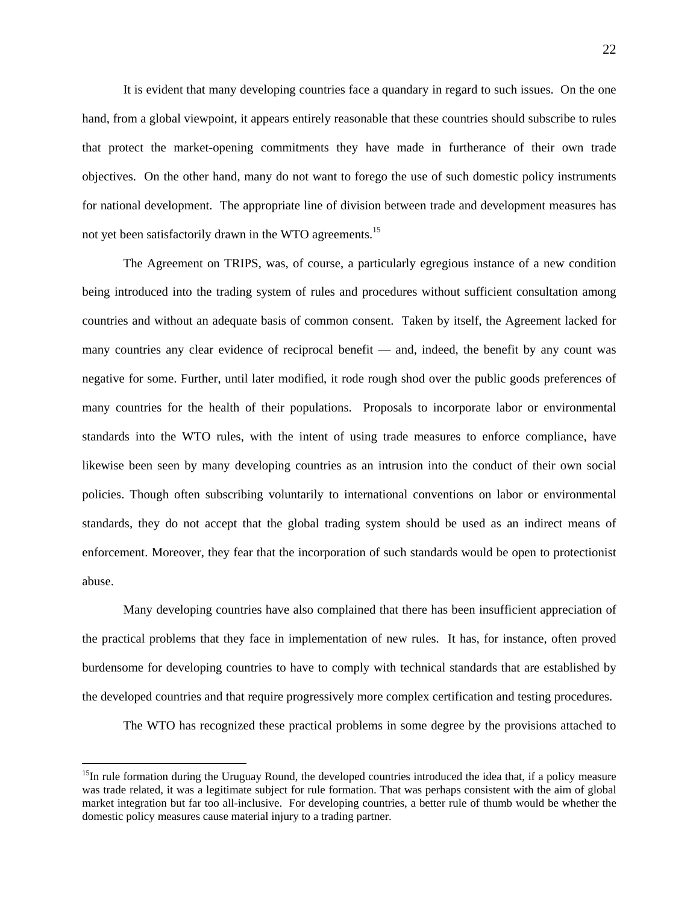It is evident that many developing countries face a quandary in regard to such issues. On the one hand, from a global viewpoint, it appears entirely reasonable that these countries should subscribe to rules that protect the market-opening commitments they have made in furtherance of their own trade objectives. On the other hand, many do not want to forego the use of such domestic policy instruments for national development. The appropriate line of division between trade and development measures has not yet been satisfactorily drawn in the WTO agreements.[15]

The Agreement on TRIPS, was, of course, a particularly egregious instance of a new condition being introduced into the trading system of rules and procedures without sufficient consultation among countries and without an adequate basis of common consent. Taken by itself, the Agreement lacked for many countries any clear evidence of reciprocal benefit — and, indeed, the benefit by any count was negative for some. Further, until later modified, it rode rough shod over the public goods preferences of many countries for the health of their populations. Proposals to incorporate labor or environmental standards into the WTO rules, with the intent of using trade measures to enforce compliance, have likewise been seen by many developing countries as an intrusion into the conduct of their own social policies. Though often subscribing voluntarily to international conventions on labor or environmental standards, they do not accept that the global trading system should be used as an indirect means of enforcement. Moreover, they fear that the incorporation of such standards would be open to protectionist abuse.

Many developing countries have also complained that there has been insufficient appreciation of the practical problems that they face in implementation of new rules. It has, for instance, often proved burdensome for developing countries to have to comply with technical standards that are established by the developed countries and that require progressively more complex certification and testing procedures.

The WTO has recognized these practical problems in some degree by the provisions attached to

[15] In rule formation during the Uruguay Round, the developed countries introduced the idea that, if a policy measure was trade related, it was a legitimate subject for rule formation. That was perhaps consistent with the aim of global market integration but far too all-inclusive. For developing countries, a better rule of thumb would be whether the domestic policy measures cause material injury to a trading partner.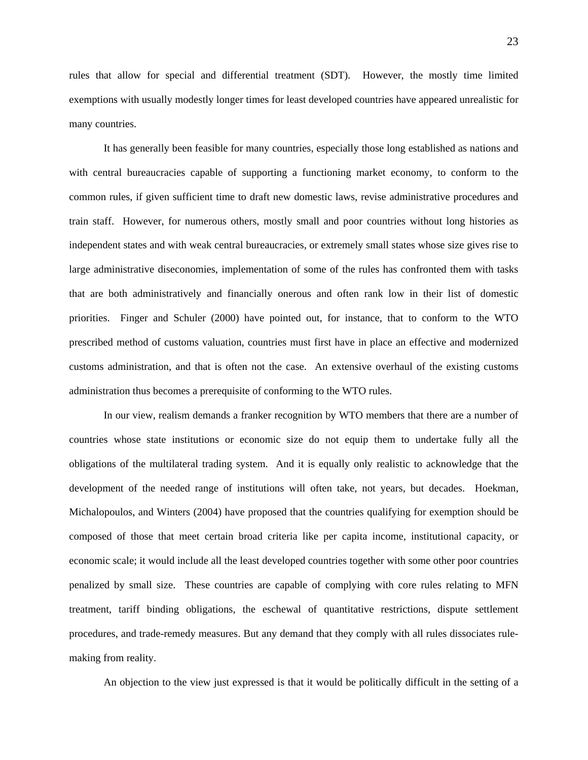rules that allow for special and differential treatment (SDT). However, the mostly time limited exemptions with usually modestly longer times for least developed countries have appeared unrealistic for many countries.

It has generally been feasible for many countries, especially those long established as nations and with central bureaucracies capable of supporting a functioning market economy, to conform to the common rules, if given sufficient time to draft new domestic laws, revise administrative procedures and train staff. However, for numerous others, mostly small and poor countries without long histories as independent states and with weak central bureaucracies, or extremely small states whose size gives rise to large administrative diseconomies, implementation of some of the rules has confronted them with tasks that are both administratively and financially onerous and often rank low in their list of domestic priorities. Finger and Schuler (2000) have pointed out, for instance, that to conform to the WTO prescribed method of customs valuation, countries must first have in place an effective and modernized customs administration, and that is often not the case. An extensive overhaul of the existing customs administration thus becomes a prerequisite of conforming to the WTO rules.

In our view, realism demands a franker recognition by WTO members that there are a number of countries whose state institutions or economic size do not equip them to undertake fully all the obligations of the multilateral trading system. And it is equally only realistic to acknowledge that the development of the needed range of institutions will often take, not years, but decades. Hoekman, Michalopoulos, and Winters (2004) have proposed that the countries qualifying for exemption should be composed of those that meet certain broad criteria like per capita income, institutional capacity, or economic scale; it would include all the least developed countries together with some other poor countries penalized by small size. These countries are capable of complying with core rules relating to MFN treatment, tariff binding obligations, the eschewal of quantitative restrictions, dispute settlement procedures, and trade-remedy measures. But any demand that they comply with all rules dissociates rule-making from reality.

An objection to the view just expressed is that it would be politically difficult in the setting of a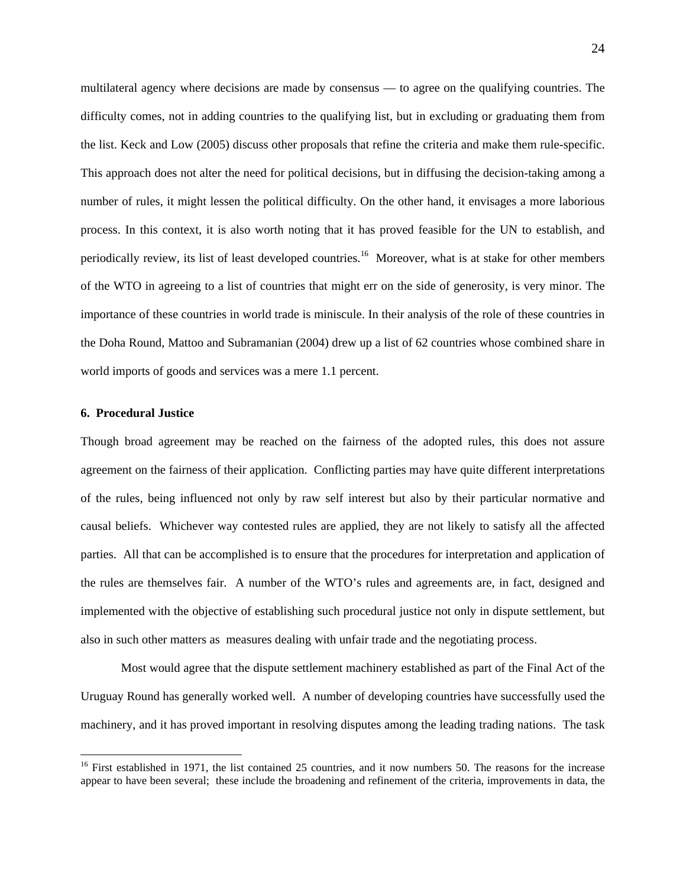multilateral agency where decisions are made by consensus — to agree on the qualifying countries. The difficulty comes, not in adding countries to the qualifying list, but in excluding or graduating them from the list. Keck and Low (2005) discuss other proposals that refine the criteria and make them rule-specific. This approach does not alter the need for political decisions, but in diffusing the decision-taking among a number of rules, it might lessen the political difficulty. On the other hand, it envisages a more laborious process. In this context, it is also worth noting that it has proved feasible for the UN to establish, and periodically review, its list of least developed countries.[16] Moreover, what is at stake for other members of the WTO in agreeing to a list of countries that might err on the side of generosity, is very minor. The importance of these countries in world trade is miniscule. In their analysis of the role of these countries in the Doha Round, Mattoo and Subramanian (2004) drew up a list of 62 countries whose combined share in world imports of goods and services was a mere 1.1 percent.

## 6. Procedural Justice

Though broad agreement may be reached on the fairness of the adopted rules, this does not assure agreement on the fairness of their application. Conflicting parties may have quite different interpretations of the rules, being influenced not only by raw self interest but also by their particular normative and causal beliefs. Whichever way contested rules are applied, they are not likely to satisfy all the affected parties. All that can be accomplished is to ensure that the procedures for interpretation and application of the rules are themselves fair. A number of the WTO's rules and agreements are, in fact, designed and implemented with the objective of establishing such procedural justice not only in dispute settlement, but also in such other matters as measures dealing with unfair trade and the negotiating process.

Most would agree that the dispute settlement machinery established as part of the Final Act of the Uruguay Round has generally worked well. A number of developing countries have successfully used the machinery, and it has proved important in resolving disputes among the leading trading nations. The task

[16] First established in 1971, the list contained 25 countries, and it now numbers 50. The reasons for the increase appear to have been several; these include the broadening and refinement of the criteria, improvements in data, the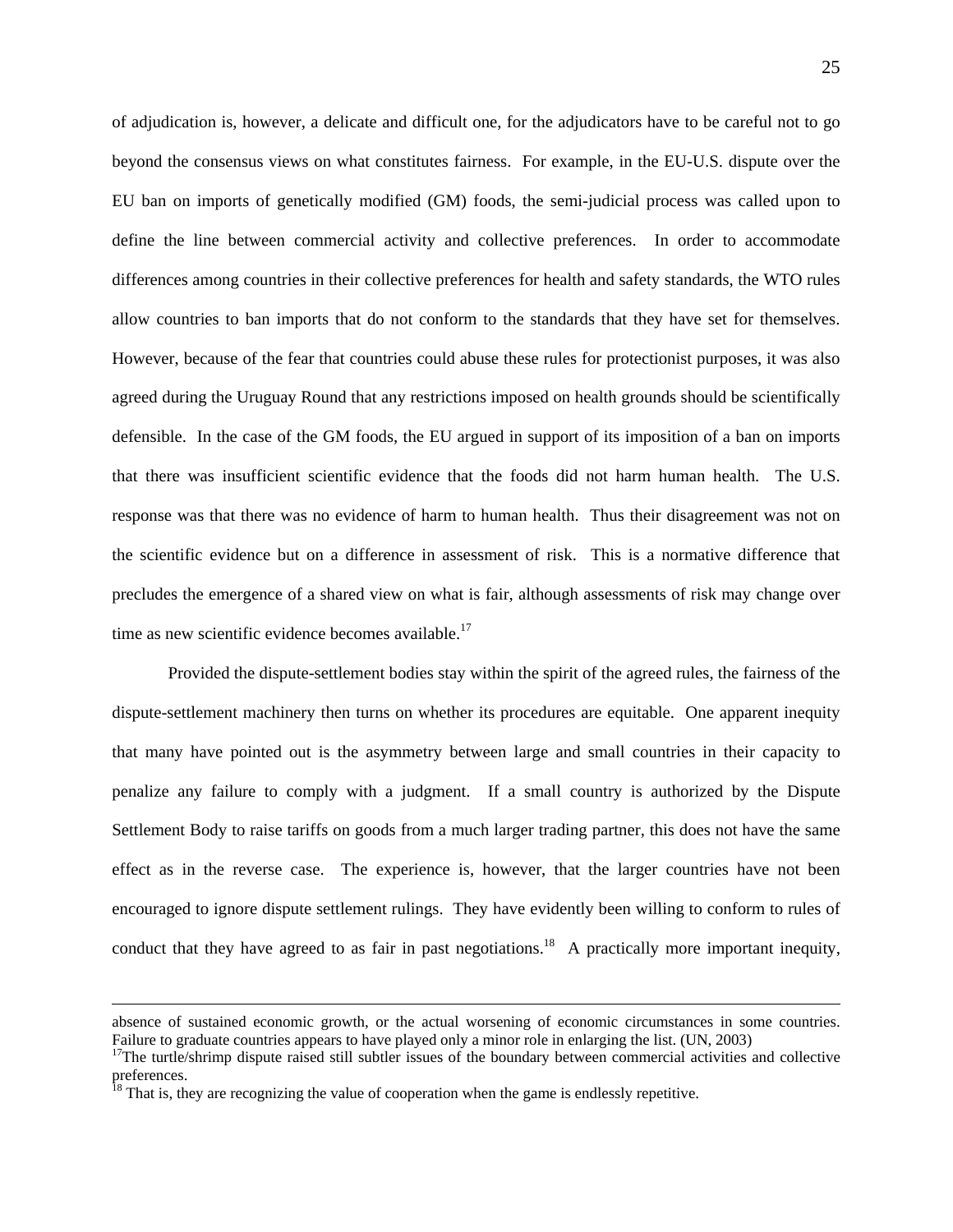of adjudication is, however, a delicate and difficult one, for the adjudicators have to be careful not to go beyond the consensus views on what constitutes fairness. For example, in the EU-U.S. dispute over the EU ban on imports of genetically modified (GM) foods, the semi-judicial process was called upon to define the line between commercial activity and collective preferences. In order to accommodate differences among countries in their collective preferences for health and safety standards, the WTO rules allow countries to ban imports that do not conform to the standards that they have set for themselves. However, because of the fear that countries could abuse these rules for protectionist purposes, it was also agreed during the Uruguay Round that any restrictions imposed on health grounds should be scientifically defensible. In the case of the GM foods, the EU argued in support of its imposition of a ban on imports that there was insufficient scientific evidence that the foods did not harm human health. The U.S. response was that there was no evidence of harm to human health. Thus their disagreement was not on the scientific evidence but on a difference in assessment of risk. This is a normative difference that precludes the emergence of a shared view on what is fair, although assessments of risk may change over time as new scientific evidence becomes available.[17]

Provided the dispute-settlement bodies stay within the spirit of the agreed rules, the fairness of the dispute-settlement machinery then turns on whether its procedures are equitable. One apparent inequity that many have pointed out is the asymmetry between large and small countries in their capacity to penalize any failure to comply with a judgment. If a small country is authorized by the Dispute Settlement Body to raise tariffs on goods from a much larger trading partner, this does not have the same effect as in the reverse case. The experience is, however, that the larger countries have not been encouraged to ignore dispute settlement rulings. They have evidently been willing to conform to rules of conduct that they have agreed to as fair in past negotiations.[18] A practically more important inequity,

---

absence of sustained economic growth, or the actual worsening of economic circumstances in some countries. Failure to graduate countries appears to have played only a minor role in enlarging the list. (UN, 2003)

[17] The turtle/shrimp dispute raised still subtler issues of the boundary between commercial activities and collective preferences.

[18] That is, they are recognizing the value of cooperation when the game is endlessly repetitive.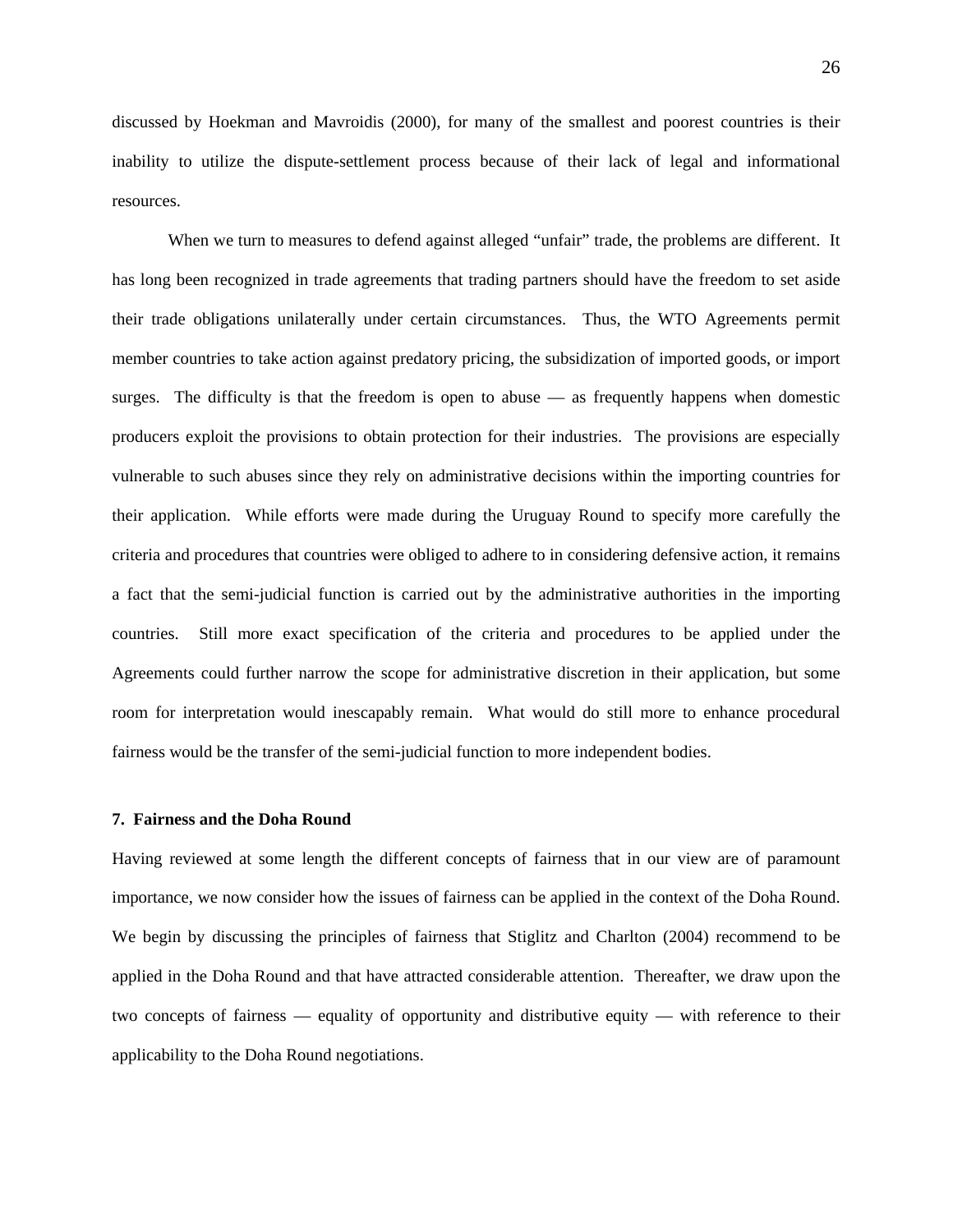discussed by Hoekman and Mavroidis (2000), for many of the smallest and poorest countries is their inability to utilize the dispute-settlement process because of their lack of legal and informational resources.

When we turn to measures to defend against alleged "unfair" trade, the problems are different. It has long been recognized in trade agreements that trading partners should have the freedom to set aside their trade obligations unilaterally under certain circumstances. Thus, the WTO Agreements permit member countries to take action against predatory pricing, the subsidization of imported goods, or import surges. The difficulty is that the freedom is open to abuse — as frequently happens when domestic producers exploit the provisions to obtain protection for their industries. The provisions are especially vulnerable to such abuses since they rely on administrative decisions within the importing countries for their application. While efforts were made during the Uruguay Round to specify more carefully the criteria and procedures that countries were obliged to adhere to in considering defensive action, it remains a fact that the semi-judicial function is carried out by the administrative authorities in the importing countries. Still more exact specification of the criteria and procedures to be applied under the Agreements could further narrow the scope for administrative discretion in their application, but some room for interpretation would inescapably remain. What would do still more to enhance procedural fairness would be the transfer of the semi-judicial function to more independent bodies.

## 7. Fairness and the Doha Round

Having reviewed at some length the different concepts of fairness that in our view are of paramount importance, we now consider how the issues of fairness can be applied in the context of the Doha Round. We begin by discussing the principles of fairness that Stiglitz and Charlton (2004) recommend to be applied in the Doha Round and that have attracted considerable attention. Thereafter, we draw upon the two concepts of fairness — equality of opportunity and distributive equity — with reference to their applicability to the Doha Round negotiations.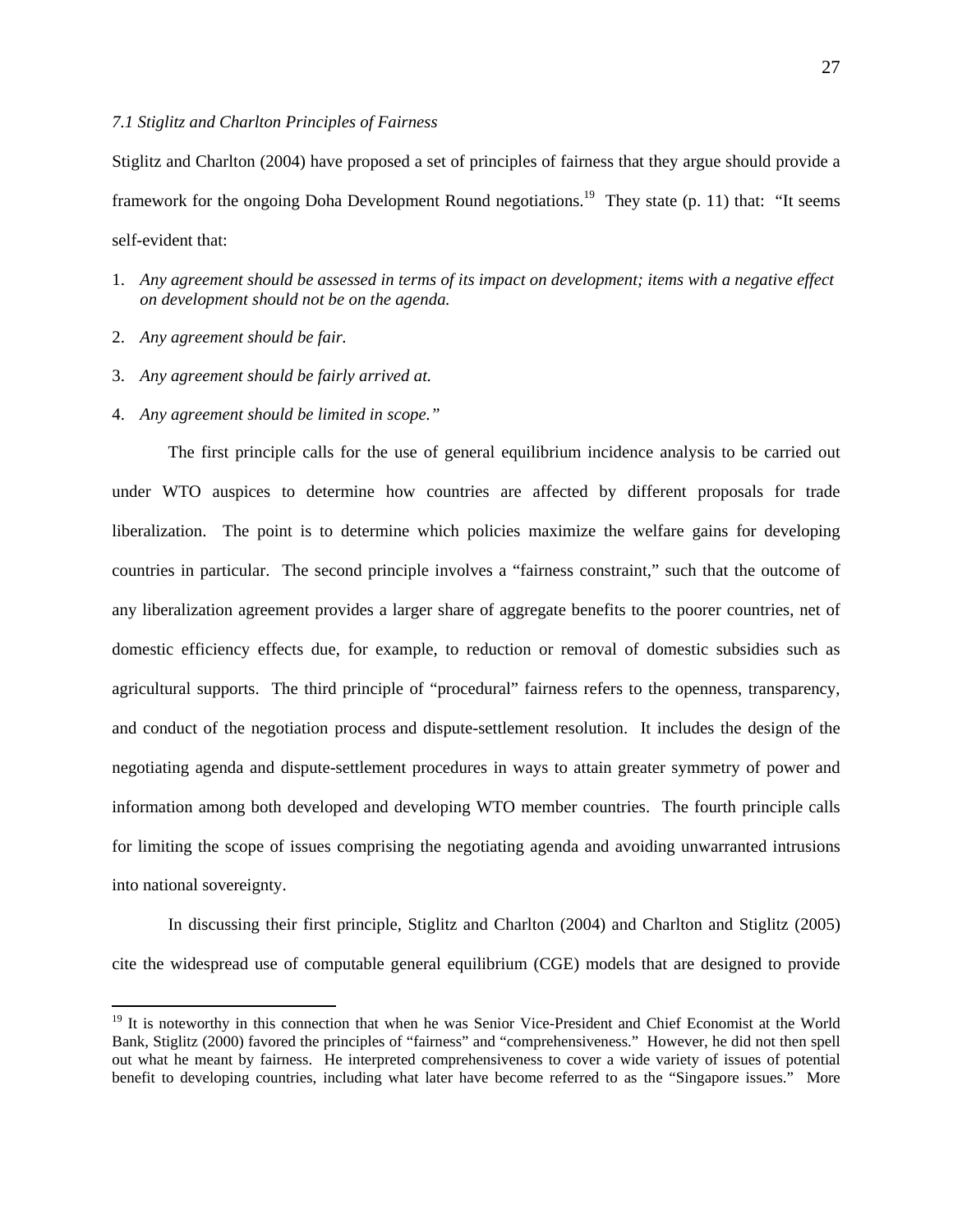### *7.1 Stiglitz and Charlton Principles of Fairness*

Stiglitz and Charlton (2004) have proposed a set of principles of fairness that they argue should provide a framework for the ongoing Doha Development Round negotiations.[19] They state (p. 11) that: "It seems self-evident that:

1. *Any agreement should be assessed in terms of its impact on development; items with a negative effect on development should not be on the agenda.*
2. *Any agreement should be fair.*
3. *Any agreement should be fairly arrived at.*
4. *Any agreement should be limited in scope."*

The first principle calls for the use of general equilibrium incidence analysis to be carried out under WTO auspices to determine how countries are affected by different proposals for trade liberalization. The point is to determine which policies maximize the welfare gains for developing countries in particular. The second principle involves a "fairness constraint," such that the outcome of any liberalization agreement provides a larger share of aggregate benefits to the poorer countries, net of domestic efficiency effects due, for example, to reduction or removal of domestic subsidies such as agricultural supports. The third principle of "procedural" fairness refers to the openness, transparency, and conduct of the negotiation process and dispute-settlement resolution. It includes the design of the negotiating agenda and dispute-settlement procedures in ways to attain greater symmetry of power and information among both developed and developing WTO member countries. The fourth principle calls for limiting the scope of issues comprising the negotiating agenda and avoiding unwarranted intrusions into national sovereignty.

In discussing their first principle, Stiglitz and Charlton (2004) and Charlton and Stiglitz (2005) cite the widespread use of computable general equilibrium (CGE) models that are designed to provide

[19] It is noteworthy in this connection that when he was Senior Vice-President and Chief Economist at the World Bank, Stiglitz (2000) favored the principles of "fairness" and "comprehensiveness." However, he did not then spell out what he meant by fairness. He interpreted comprehensiveness to cover a wide variety of issues of potential benefit to developing countries, including what later have become referred to as the "Singapore issues." More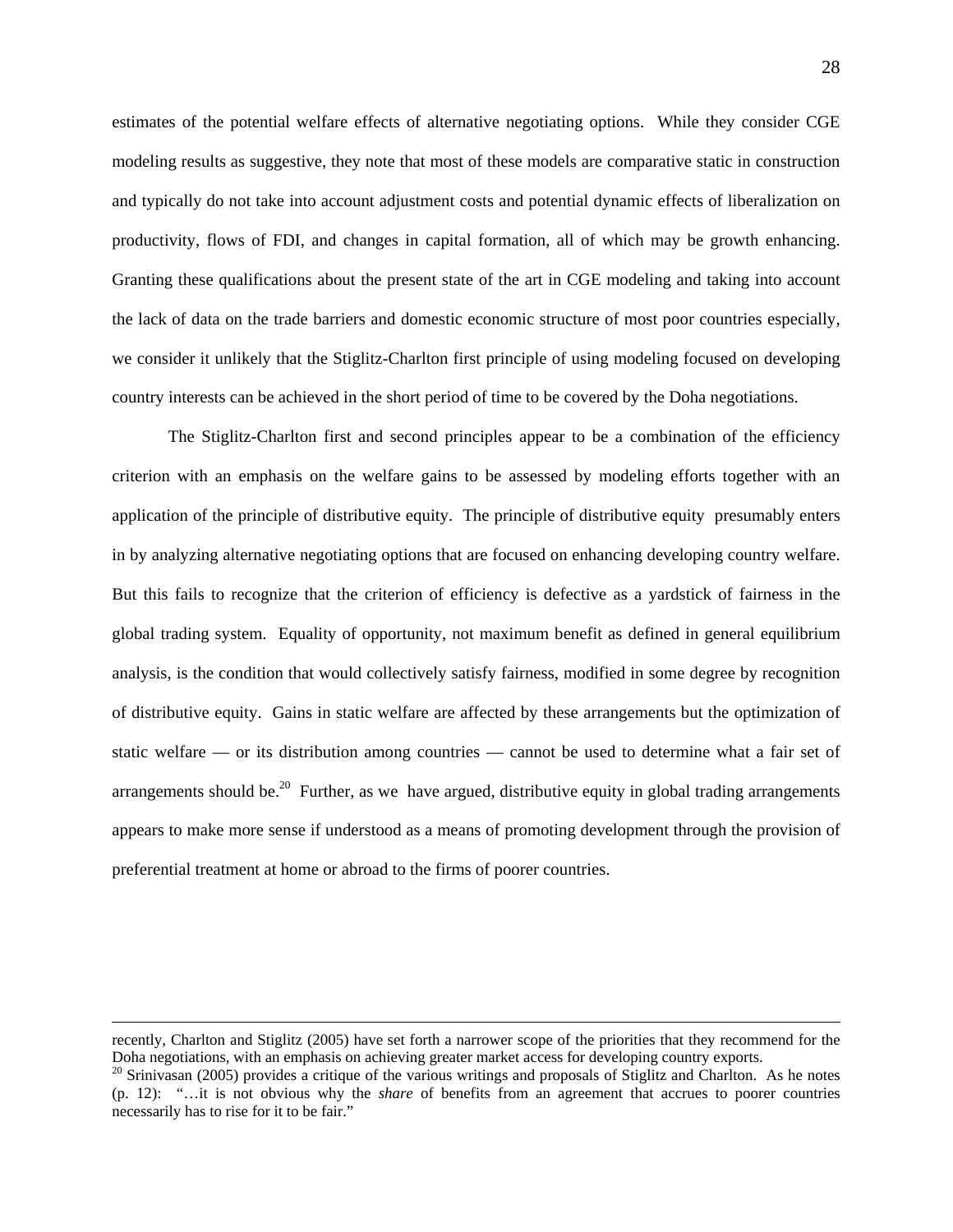estimates of the potential welfare effects of alternative negotiating options. While they consider CGE modeling results as suggestive, they note that most of these models are comparative static in construction and typically do not take into account adjustment costs and potential dynamic effects of liberalization on productivity, flows of FDI, and changes in capital formation, all of which may be growth enhancing. Granting these qualifications about the present state of the art in CGE modeling and taking into account the lack of data on the trade barriers and domestic economic structure of most poor countries especially, we consider it unlikely that the Stiglitz-Charlton first principle of using modeling focused on developing country interests can be achieved in the short period of time to be covered by the Doha negotiations.

The Stiglitz-Charlton first and second principles appear to be a combination of the efficiency criterion with an emphasis on the welfare gains to be assessed by modeling efforts together with an application of the principle of distributive equity. The principle of distributive equity presumably enters in by analyzing alternative negotiating options that are focused on enhancing developing country welfare. But this fails to recognize that the criterion of efficiency is defective as a yardstick of fairness in the global trading system. Equality of opportunity, not maximum benefit as defined in general equilibrium analysis, is the condition that would collectively satisfy fairness, modified in some degree by recognition of distributive equity. Gains in static welfare are affected by these arrangements but the optimization of static welfare — or its distribution among countries — cannot be used to determine what a fair set of arrangements should be.[20] Further, as we have argued, distributive equity in global trading arrangements appears to make more sense if understood as a means of promoting development through the provision of preferential treatment at home or abroad to the firms of poorer countries.

---

recently, Charlton and Stiglitz (2005) have set forth a narrower scope of the priorities that they recommend for the Doha negotiations, with an emphasis on achieving greater market access for developing country exports.

[20] Srinivasan (2005) provides a critique of the various writings and proposals of Stiglitz and Charlton. As he notes (p. 12): "…it is not obvious why the *share* of benefits from an agreement that accrues to poorer countries necessarily has to rise for it to be fair."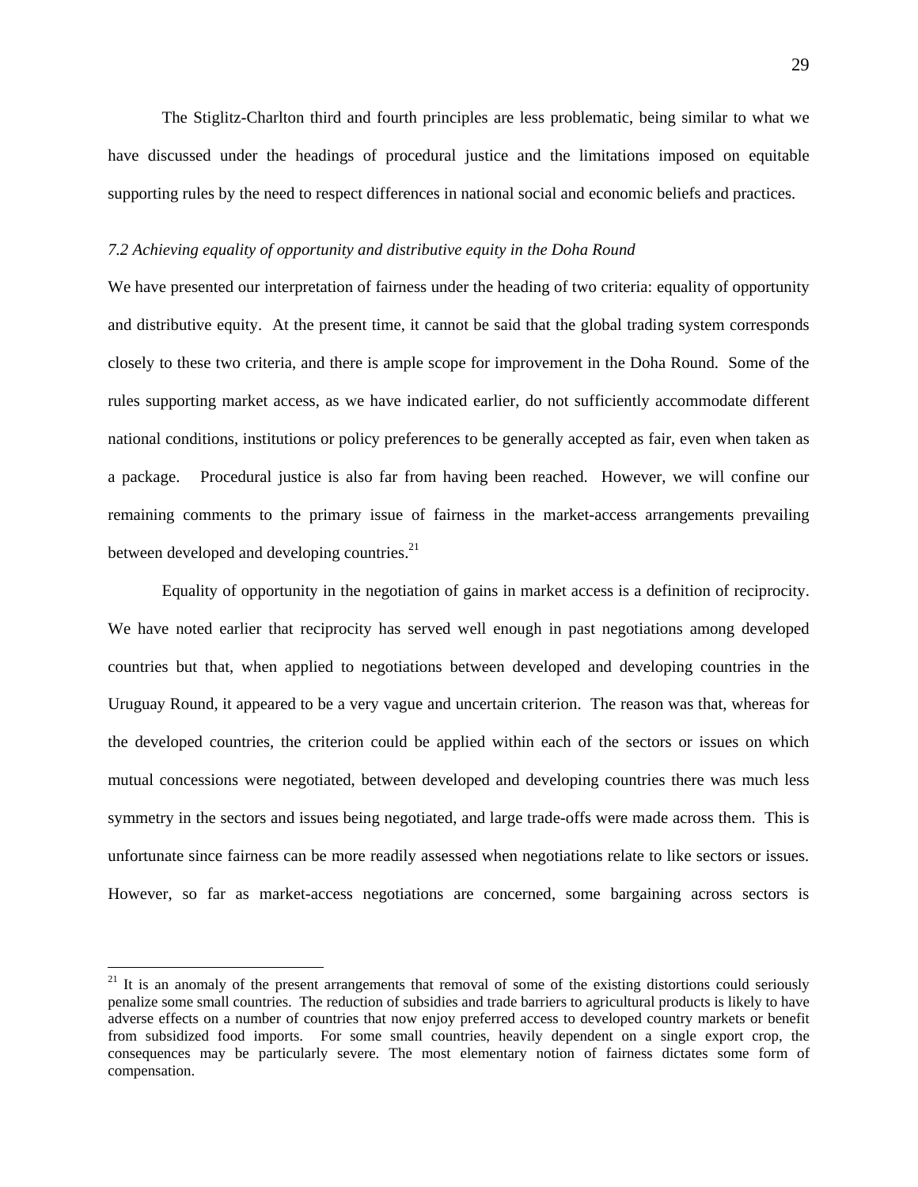The Stiglitz-Charlton third and fourth principles are less problematic, being similar to what we have discussed under the headings of procedural justice and the limitations imposed on equitable supporting rules by the need to respect differences in national social and economic beliefs and practices.

### *7.2 Achieving equality of opportunity and distributive equity in the Doha Round*

We have presented our interpretation of fairness under the heading of two criteria: equality of opportunity and distributive equity. At the present time, it cannot be said that the global trading system corresponds closely to these two criteria, and there is ample scope for improvement in the Doha Round. Some of the rules supporting market access, as we have indicated earlier, do not sufficiently accommodate different national conditions, institutions or policy preferences to be generally accepted as fair, even when taken as a package. Procedural justice is also far from having been reached. However, we will confine our remaining comments to the primary issue of fairness in the market-access arrangements prevailing between developed and developing countries.[21]

Equality of opportunity in the negotiation of gains in market access is a definition of reciprocity. We have noted earlier that reciprocity has served well enough in past negotiations among developed countries but that, when applied to negotiations between developed and developing countries in the Uruguay Round, it appeared to be a very vague and uncertain criterion. The reason was that, whereas for the developed countries, the criterion could be applied within each of the sectors or issues on which mutual concessions were negotiated, between developed and developing countries there was much less symmetry in the sectors and issues being negotiated, and large trade-offs were made across them. This is unfortunate since fairness can be more readily assessed when negotiations relate to like sectors or issues. However, so far as market-access negotiations are concerned, some bargaining across sectors is

---

[21] It is an anomaly of the present arrangements that removal of some of the existing distortions could seriously penalize some small countries. The reduction of subsidies and trade barriers to agricultural products is likely to have adverse effects on a number of countries that now enjoy preferred access to developed country markets or benefit from subsidized food imports. For some small countries, heavily dependent on a single export crop, the consequences may be particularly severe. The most elementary notion of fairness dictates some form of compensation.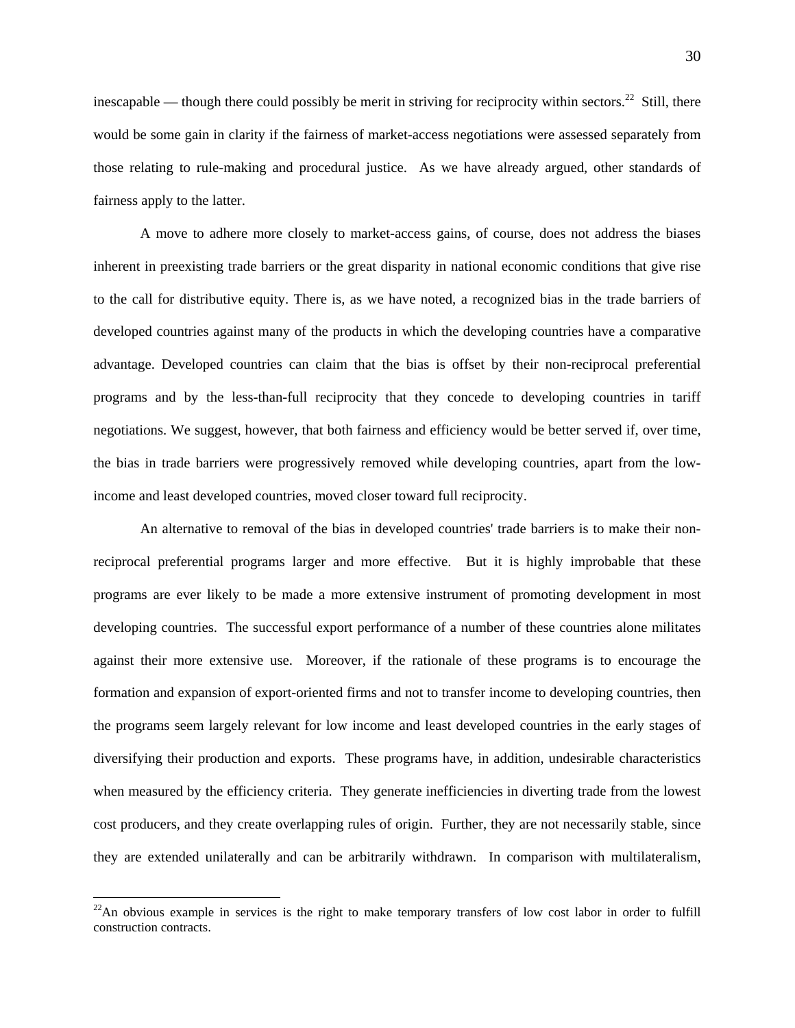inescapable — though there could possibly be merit in striving for reciprocity within sectors.[22] Still, there would be some gain in clarity if the fairness of market-access negotiations were assessed separately from those relating to rule-making and procedural justice. As we have already argued, other standards of fairness apply to the latter.

A move to adhere more closely to market-access gains, of course, does not address the biases inherent in preexisting trade barriers or the great disparity in national economic conditions that give rise to the call for distributive equity. There is, as we have noted, a recognized bias in the trade barriers of developed countries against many of the products in which the developing countries have a comparative advantage. Developed countries can claim that the bias is offset by their non-reciprocal preferential programs and by the less-than-full reciprocity that they concede to developing countries in tariff negotiations. We suggest, however, that both fairness and efficiency would be better served if, over time, the bias in trade barriers were progressively removed while developing countries, apart from the low-income and least developed countries, moved closer toward full reciprocity.

An alternative to removal of the bias in developed countries' trade barriers is to make their non-reciprocal preferential programs larger and more effective. But it is highly improbable that these programs are ever likely to be made a more extensive instrument of promoting development in most developing countries. The successful export performance of a number of these countries alone militates against their more extensive use. Moreover, if the rationale of these programs is to encourage the formation and expansion of export-oriented firms and not to transfer income to developing countries, then the programs seem largely relevant for low income and least developed countries in the early stages of diversifying their production and exports. These programs have, in addition, undesirable characteristics when measured by the efficiency criteria. They generate inefficiencies in diverting trade from the lowest cost producers, and they create overlapping rules of origin. Further, they are not necessarily stable, since they are extended unilaterally and can be arbitrarily withdrawn. In comparison with multilateralism,

[22] An obvious example in services is the right to make temporary transfers of low cost labor in order to fulfill construction contracts.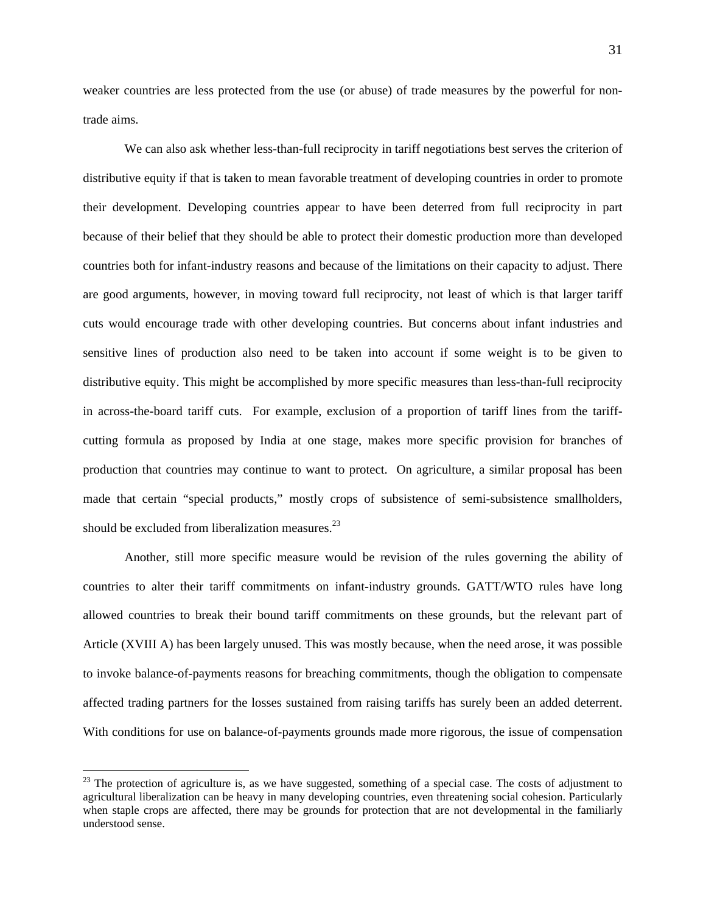weaker countries are less protected from the use (or abuse) of trade measures by the powerful for non-trade aims.

We can also ask whether less-than-full reciprocity in tariff negotiations best serves the criterion of distributive equity if that is taken to mean favorable treatment of developing countries in order to promote their development. Developing countries appear to have been deterred from full reciprocity in part because of their belief that they should be able to protect their domestic production more than developed countries both for infant-industry reasons and because of the limitations on their capacity to adjust. There are good arguments, however, in moving toward full reciprocity, not least of which is that larger tariff cuts would encourage trade with other developing countries. But concerns about infant industries and sensitive lines of production also need to be taken into account if some weight is to be given to distributive equity. This might be accomplished by more specific measures than less-than-full reciprocity in across-the-board tariff cuts. For example, exclusion of a proportion of tariff lines from the tariff-cutting formula as proposed by India at one stage, makes more specific provision for branches of production that countries may continue to want to protect. On agriculture, a similar proposal has been made that certain "special products," mostly crops of subsistence of semi-subsistence smallholders, should be excluded from liberalization measures.[23]

Another, still more specific measure would be revision of the rules governing the ability of countries to alter their tariff commitments on infant-industry grounds. GATT/WTO rules have long allowed countries to break their bound tariff commitments on these grounds, but the relevant part of Article (XVIII A) has been largely unused. This was mostly because, when the need arose, it was possible to invoke balance-of-payments reasons for breaching commitments, though the obligation to compensate affected trading partners for the losses sustained from raising tariffs has surely been an added deterrent. With conditions for use on balance-of-payments grounds made more rigorous, the issue of compensation

[23] The protection of agriculture is, as we have suggested, something of a special case. The costs of adjustment to agricultural liberalization can be heavy in many developing countries, even threatening social cohesion. Particularly when staple crops are affected, there may be grounds for protection that are not developmental in the familiarly understood sense.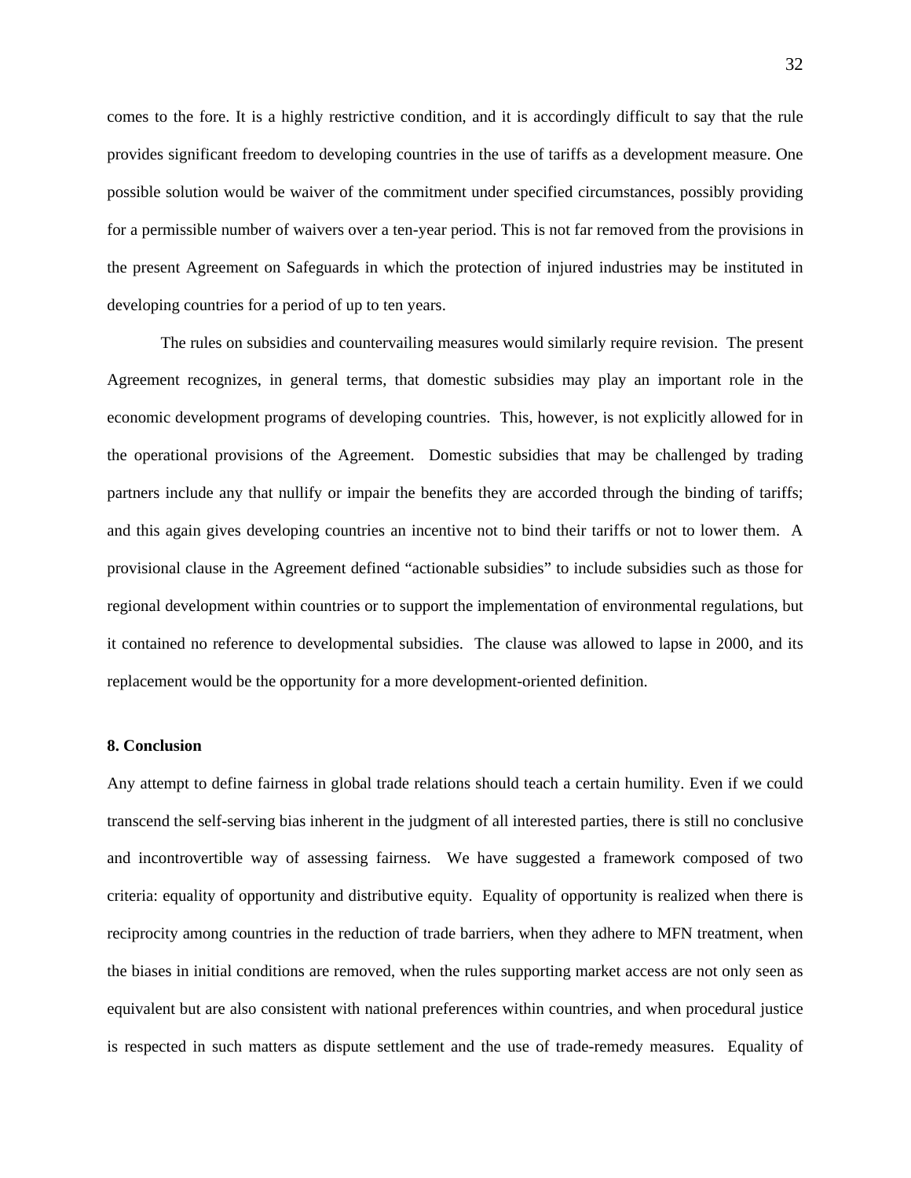comes to the fore. It is a highly restrictive condition, and it is accordingly difficult to say that the rule provides significant freedom to developing countries in the use of tariffs as a development measure. One possible solution would be waiver of the commitment under specified circumstances, possibly providing for a permissible number of waivers over a ten-year period. This is not far removed from the provisions in the present Agreement on Safeguards in which the protection of injured industries may be instituted in developing countries for a period of up to ten years.

The rules on subsidies and countervailing measures would similarly require revision. The present Agreement recognizes, in general terms, that domestic subsidies may play an important role in the economic development programs of developing countries. This, however, is not explicitly allowed for in the operational provisions of the Agreement. Domestic subsidies that may be challenged by trading partners include any that nullify or impair the benefits they are accorded through the binding of tariffs; and this again gives developing countries an incentive not to bind their tariffs or not to lower them. A provisional clause in the Agreement defined "actionable subsidies" to include subsidies such as those for regional development within countries or to support the implementation of environmental regulations, but it contained no reference to developmental subsidies. The clause was allowed to lapse in 2000, and its replacement would be the opportunity for a more development-oriented definition.

## 8. Conclusion

Any attempt to define fairness in global trade relations should teach a certain humility. Even if we could transcend the self-serving bias inherent in the judgment of all interested parties, there is still no conclusive and incontrovertible way of assessing fairness. We have suggested a framework composed of two criteria: equality of opportunity and distributive equity. Equality of opportunity is realized when there is reciprocity among countries in the reduction of trade barriers, when they adhere to MFN treatment, when the biases in initial conditions are removed, when the rules supporting market access are not only seen as equivalent but are also consistent with national preferences within countries, and when procedural justice is respected in such matters as dispute settlement and the use of trade-remedy measures. Equality of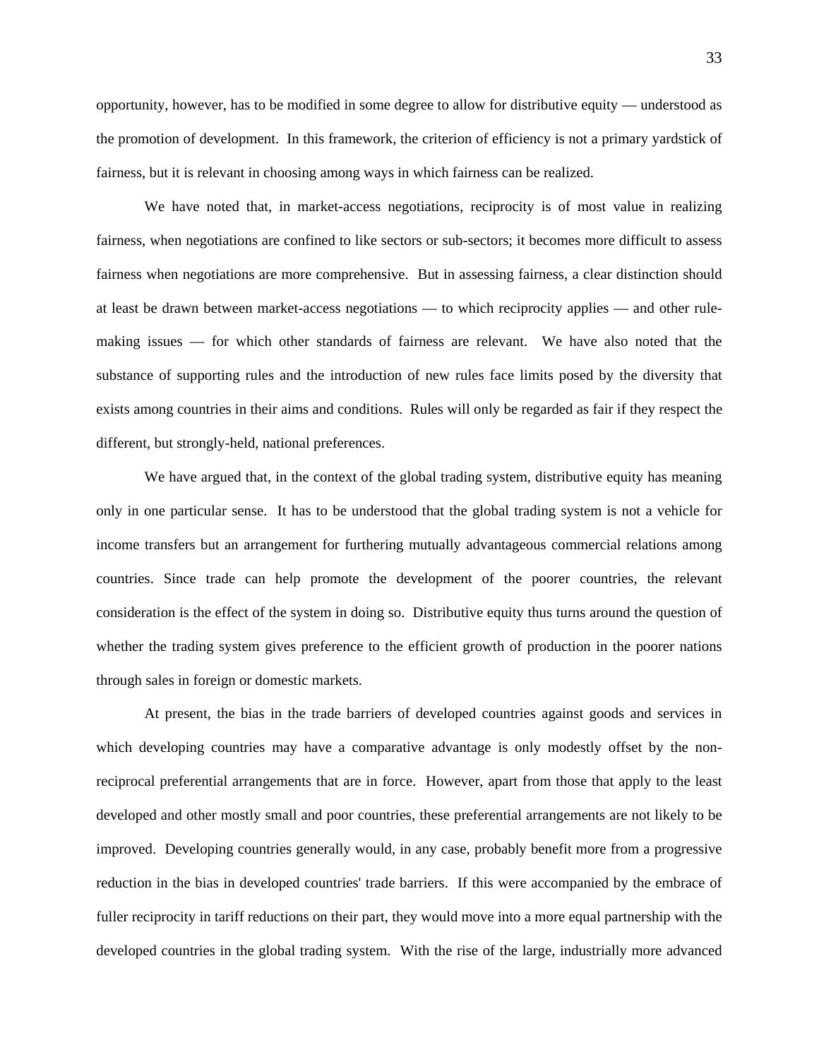opportunity, however, has to be modified in some degree to allow for distributive equity — understood as the promotion of development. In this framework, the criterion of efficiency is not a primary yardstick of fairness, but it is relevant in choosing among ways in which fairness can be realized.

We have noted that, in market-access negotiations, reciprocity is of most value in realizing fairness, when negotiations are confined to like sectors or sub-sectors; it becomes more difficult to assess fairness when negotiations are more comprehensive. But in assessing fairness, a clear distinction should at least be drawn between market-access negotiations — to which reciprocity applies — and other rule-making issues — for which other standards of fairness are relevant. We have also noted that the substance of supporting rules and the introduction of new rules face limits posed by the diversity that exists among countries in their aims and conditions. Rules will only be regarded as fair if they respect the different, but strongly-held, national preferences.

We have argued that, in the context of the global trading system, distributive equity has meaning only in one particular sense. It has to be understood that the global trading system is not a vehicle for income transfers but an arrangement for furthering mutually advantageous commercial relations among countries. Since trade can help promote the development of the poorer countries, the relevant consideration is the effect of the system in doing so. Distributive equity thus turns around the question of whether the trading system gives preference to the efficient growth of production in the poorer nations through sales in foreign or domestic markets.

At present, the bias in the trade barriers of developed countries against goods and services in which developing countries may have a comparative advantage is only modestly offset by the non-reciprocal preferential arrangements that are in force. However, apart from those that apply to the least developed and other mostly small and poor countries, these preferential arrangements are not likely to be improved. Developing countries generally would, in any case, probably benefit more from a progressive reduction in the bias in developed countries' trade barriers. If this were accompanied by the embrace of fuller reciprocity in tariff reductions on their part, they would move into a more equal partnership with the developed countries in the global trading system. With the rise of the large, industrially more advanced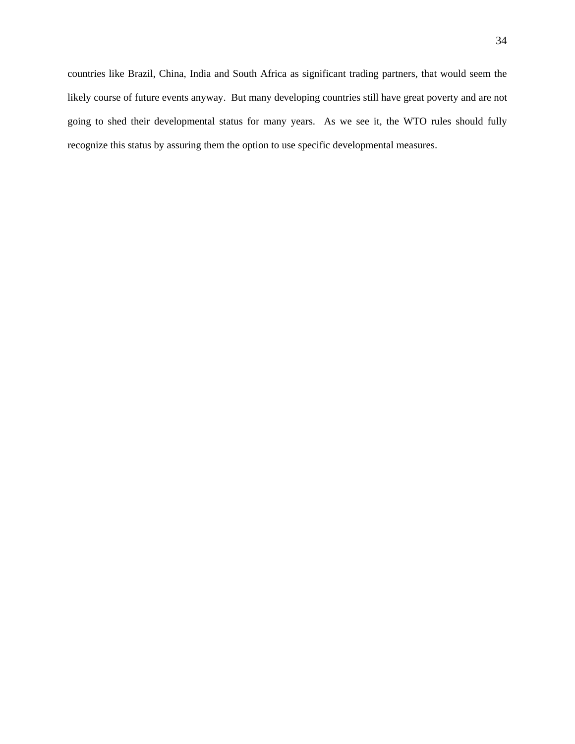countries like Brazil, China, India and South Africa as significant trading partners, that would seem the likely course of future events anyway. But many developing countries still have great poverty and are not going to shed their developmental status for many years. As we see it, the WTO rules should fully recognize this status by assuring them the option to use specific developmental measures.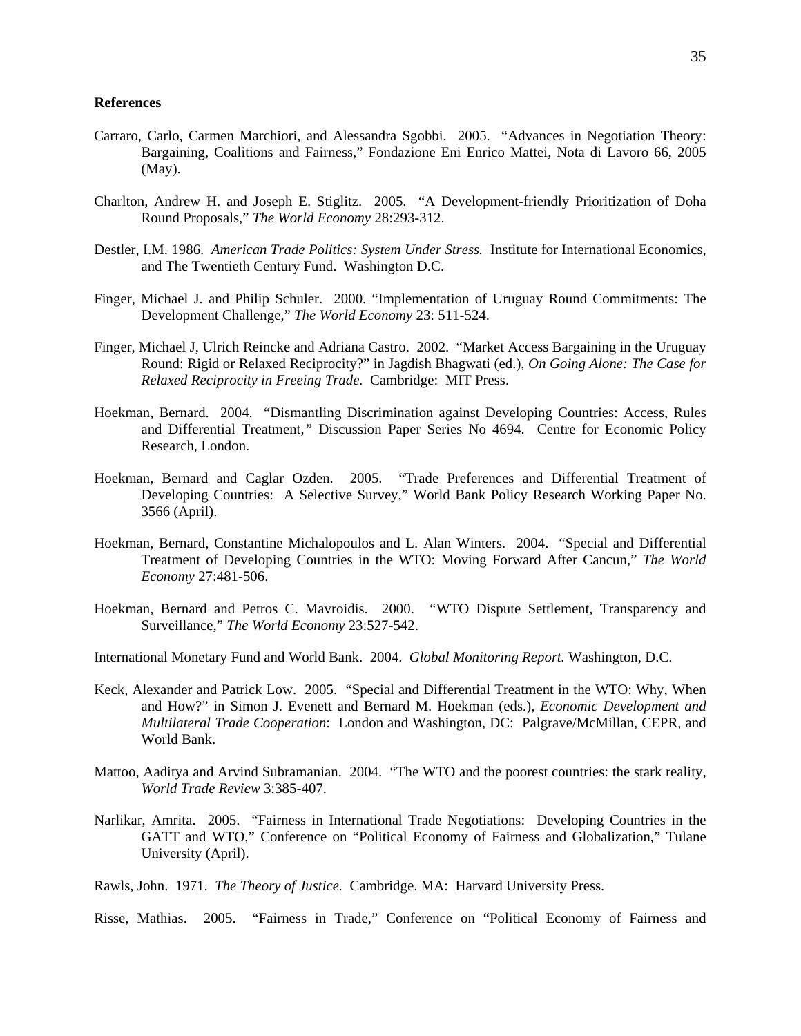**References**

Carraro, Carlo, Carmen Marchiori, and Alessandra Sgobbi. 2005. "Advances in Negotiation Theory: Bargaining, Coalitions and Fairness," Fondazione Eni Enrico Mattei, Nota di Lavoro 66, 2005 (May).

Charlton, Andrew H. and Joseph E. Stiglitz. 2005. "A Development-friendly Prioritization of Doha Round Proposals," *The World Economy* 28:293-312.

Destler, I.M. 1986. *American Trade Politics: System Under Stress.* Institute for International Economics, and The Twentieth Century Fund. Washington D.C.

Finger, Michael J. and Philip Schuler. 2000. "Implementation of Uruguay Round Commitments: The Development Challenge," *The World Economy* 23: 511-524.

Finger, Michael J, Ulrich Reincke and Adriana Castro. 2002. "Market Access Bargaining in the Uruguay Round: Rigid or Relaxed Reciprocity?" in Jagdish Bhagwati (ed.), *On Going Alone: The Case for Relaxed Reciprocity in Freeing Trade.* Cambridge: MIT Press.

Hoekman, Bernard. 2004. "Dismantling Discrimination against Developing Countries: Access, Rules and Differential Treatment," Discussion Paper Series No 4694. Centre for Economic Policy Research, London.

Hoekman, Bernard and Caglar Ozden. 2005. "Trade Preferences and Differential Treatment of Developing Countries: A Selective Survey," World Bank Policy Research Working Paper No. 3566 (April).

Hoekman, Bernard, Constantine Michalopoulos and L. Alan Winters. 2004. "Special and Differential Treatment of Developing Countries in the WTO: Moving Forward After Cancun," *The World Economy* 27:481-506.

Hoekman, Bernard and Petros C. Mavroidis. 2000. "WTO Dispute Settlement, Transparency and Surveillance," *The World Economy* 23:527-542.

International Monetary Fund and World Bank. 2004. *Global Monitoring Report.* Washington, D.C.

Keck, Alexander and Patrick Low. 2005. "Special and Differential Treatment in the WTO: Why, When and How?" in Simon J. Evenett and Bernard M. Hoekman (eds.), *Economic Development and Multilateral Trade Cooperation*: London and Washington, DC: Palgrave/McMillan, CEPR, and World Bank.

Mattoo, Aaditya and Arvind Subramanian. 2004. "The WTO and the poorest countries: the stark reality, *World Trade Review* 3:385-407.

Narlikar, Amrita. 2005. "Fairness in International Trade Negotiations: Developing Countries in the GATT and WTO," Conference on "Political Economy of Fairness and Globalization," Tulane University (April).

Rawls, John. 1971. *The Theory of Justice.* Cambridge. MA: Harvard University Press.

Risse, Mathias. 2005. "Fairness in Trade," Conference on "Political Economy of Fairness and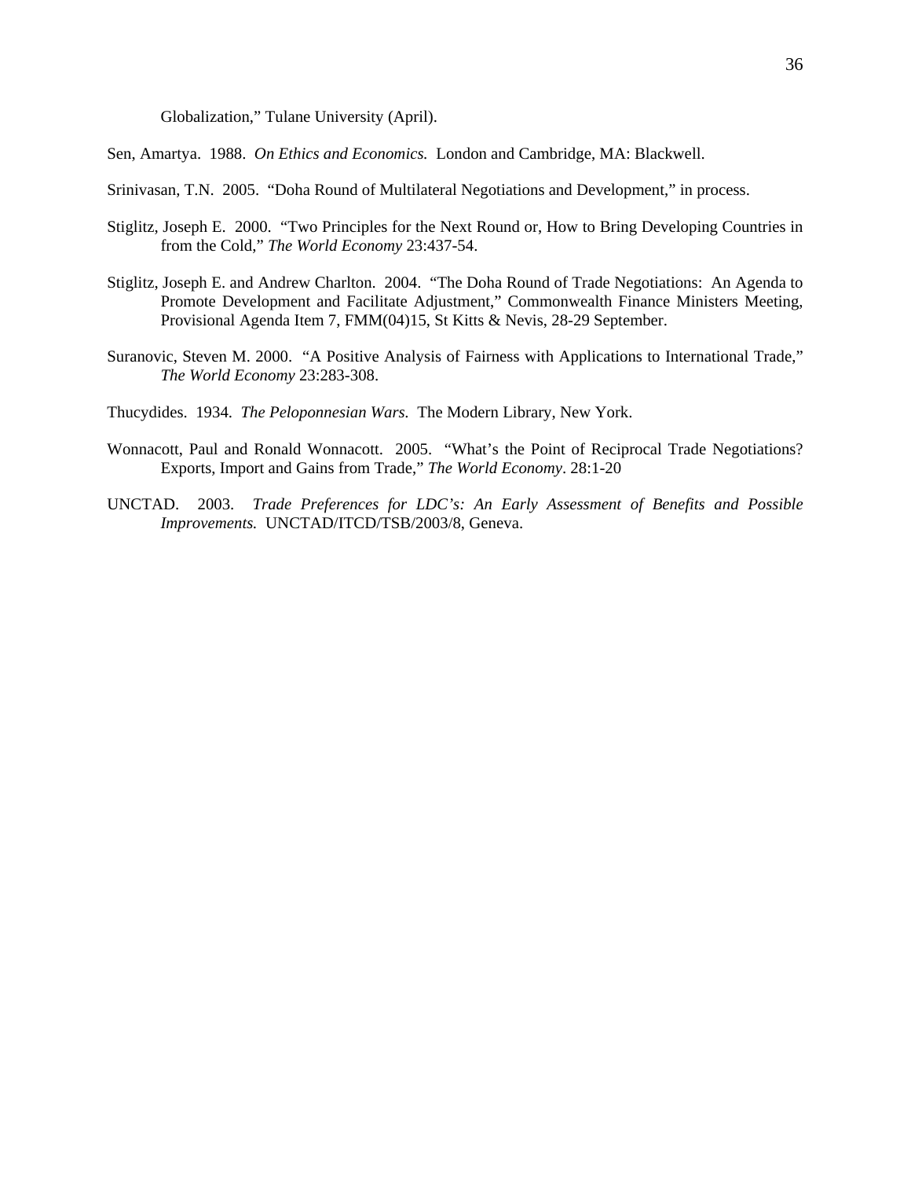Globalization," Tulane University (April).

Sen, Amartya. 1988. *On Ethics and Economics.* London and Cambridge, MA: Blackwell.

Srinivasan, T.N. 2005. "Doha Round of Multilateral Negotiations and Development," in process.

Stiglitz, Joseph E. 2000. "Two Principles for the Next Round or, How to Bring Developing Countries in from the Cold," *The World Economy* 23:437-54.

Stiglitz, Joseph E. and Andrew Charlton. 2004. "The Doha Round of Trade Negotiations: An Agenda to Promote Development and Facilitate Adjustment," Commonwealth Finance Ministers Meeting, Provisional Agenda Item 7, FMM(04)15, St Kitts & Nevis, 28-29 September.

Suranovic, Steven M. 2000. "A Positive Analysis of Fairness with Applications to International Trade," *The World Economy* 23:283-308.

Thucydides. 1934. *The Peloponnesian Wars.* The Modern Library, New York.

Wonnacott, Paul and Ronald Wonnacott. 2005. "What's the Point of Reciprocal Trade Negotiations? Exports, Import and Gains from Trade," *The World Economy*. 28:1-20

UNCTAD. 2003. *Trade Preferences for LDC's: An Early Assessment of Benefits and Possible Improvements.* UNCTAD/ITCD/TSB/2003/8, Geneva.